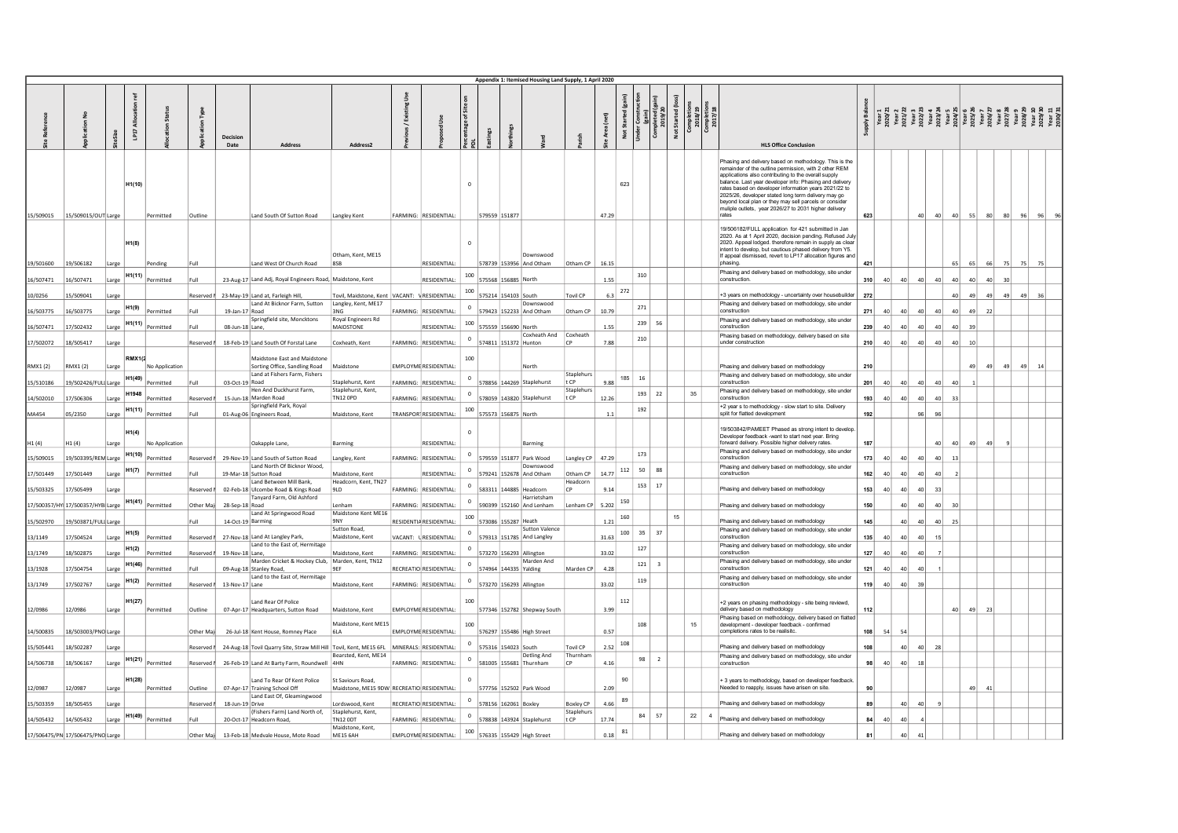**Appendix 1: Itemised Housing Land Supply, 1 April 2020**

| Site Reference | Application No | SiteSize | LP17 Allocation ref | Allocation Status | Application Type | Decision Date | Address | Address2 | Previous / Existing Use | Proposed Use | Percentage of Site on PDL | Eastings | Northings | Ward | Parish | Site Area (net) | Not Started (gain) | Under Construction (gain) | Completed (gain) 2019/20 | Not Started (loss) | Completions 2018/19 | Completions 2017/18 | HLS Office Conclusion | Supply Balance | Year 1 2020/21 | Year 2 2021/22 | Year 3 2022/23 | Year 4 2023/24 | Year 5 2024/25 | Year 6 2025/26 | Year 7 2026/27 | Year 8 2027/28 | Year 9 2028/29 | Year 10 2029/30 | Year 11 2030/31 |
|---|---|---|---|---|---|---|---|---|---|---|---|---|---|---|---|---|---|---|---|---|---|---|---|---|---|---|---|---|---|---|---|---|---|---|---|
| 15/509015 | 15/509015/OUT | Large | H1(10) | Permitted | Outline | | Land South Of Sutton Road | Langley Kent | FARMING: | RESIDENTIAL: | 0 | 579559 | 151877 | | | 47.29 | 623 | | | | | | Phasing and delivery based on methodology. This is the remainder of the outline permission, with 2 other REM applications also contributing to the overall supply balance. Last year developer info: Phasing and delivery rates based on developer information years 2021/22 to 2025/26, developer stated long term delivery may go beyond local plan or they may sell parcels or consider multiple outlets, year 2026/27 to 2031 higher delivery rates | 623 | | | 40 | 40 | 40 | 55 | 80 | 80 | 96 | 96 | 96 |
| 19/501600 | 19/506182 | Large | H1(8) | Pending | Full | | Land West Of Church Road | Otham, Kent, ME15 8SB | | RESIDENTIAL: | 0 | 578739 | 153956 | Downswood And Otham | Otham CP | 16.15 | | | | | | | 19/506182/FULL application for 421 submitted in Jan 2020. As at 1 April 2020, decision pending. Refused July 2020. Appeal lodged. therefore remain in supply as clear intent to develop, but cautious phased delivery from Y5. If appeal dismissed, revert to LP17 allocation figures and phasing. | 421 | | | | | 65 | 65 | 66 | 75 | 75 | 75 | |
| 16/507471 | 16/507471 | Large | H1(11) | Permitted | Full | 23-Aug-17 | Land Adj, Royal Engineers Road, | Maidstone, Kent | | RESIDENTIAL: | 100 | 575568 | 156885 | North | | 1.55 | | 310 | | | | | Phasing and delivery based on methodology, site under construction. | 310 | 40 | 40 | 40 | 40 | 40 | 40 | 40 | 30 | | | |
| 10/0256 | 15/509041 | Large | | | Reserved M | 23-May-19 | Land at, Farleigh Hill, | Tovil, Maidstone, Kent | VACANT: | RESIDENTIAL: | 100 | 575214 | 154103 | South | Tovil CP | 6.3 | 272 | | | | | | +3 years on methodology - uncertainty over housebuilder | 272 | | | | | 40 | 49 | 49 | 49 | 49 | 36 | |
| 16/503775 | 16/503775 | Large | H1(9) | Permitted | Full | 19-Jan-17 | Land At Bicknor Farm, Sutton Road | Langley, Kent, ME17 3NG | FARMING: | RESIDENTIAL: | 0 | 579423 | 152233 | Downswood And Otham | Otham CP | 10.79 | | 271 | | | | | Phasing and delivery based on methodology, site under construction | 271 | 40 | 40 | 40 | 40 | 40 | 49 | 22 | | | | |
| 16/507471 | 17/502432 | Large | H1(11) | Permitted | Full | 08-Jun-18 | Springfield site, Moncktons Lane, | Royal Engineers Rd MAIDSTONE | | RESIDENTIAL: | 100 | 575559 | 156690 | North | | 1.55 | | 239 | 56 | | | | Phasing and delivery based on methodology, site under construction | 239 | 40 | 40 | 40 | 40 | 40 | 39 | | | | | |
| 17/502072 | 18/505417 | Large | | | Reserved M | 18-Feb-19 | Land South of Forstal Lane | Coxheath, Kent | FARMING: | RESIDENTIAL: | 0 | 574811 | 151372 | Coxheath And Hunton | Coxheath CP | 7.88 | | 210 | | | | | Phasing based on methodology, delivery based on site under construction | 210 | 40 | 40 | 40 | 40 | 40 | 10 | | | | | |
| RMX1 (2) | RMX1 (2) | Large | RMX1(2 | No Application | | | Maidstone East and Maidstone Sorting Office, Sandling Road | Maidstone | EMPLOYMENT | RESIDENTIAL: | 100 | | | North | | | | | | | | | Phasing and delivery based on methodology | 210 | | | | | | 49 | 49 | 49 | 49 | 14 | |
| 15/510186 | 19/502426/FULL | Large | H1(49) | Permitted | Full | 03-Oct-19 | Land at Fishers Farm, Fishers Road | Staplehurst, Kent | FARMING: | RESIDENTIAL: | 0 | 578856 | 144269 | Staplehurst | Staplehurst CP | 9.88 | 185 | 16 | | | | | Phasing and delivery based on methodology, site under construction | 201 | 40 | 40 | 40 | 40 | 40 | 1 | | | | | |
| 14/502010 | 17/506306 | Large | H1948 | Permitted | Reserved M | 15-Jun-18 | Hen And Duckhurst Farm, Marden Road | Staplehurst, Kent, TN12 0PD | FARMING: | RESIDENTIAL: | 0 | 578059 | 143820 | Staplehurst | Staplehurst CP | 12.26 | | 193 | 22 | | 35 | | Phasing and delivery based on methodology, site under construction | 193 | 40 | 40 | 40 | 40 | 33 | | | | | | |
| MA454 | 05/2350 | Large | H1(11) | Permitted | Full | 01-Aug-06 | Springfield Park, Royal Engineers Road, | Maidstone, Kent | TRANSPORT | RESIDENTIAL: | 100 | 575573 | 156875 | North | | 1.1 | | 192 | | | | | +2 year s to methodology - slow start to site. Delivery split for flatted development | 192 | | | 96 | 96 | | | | | | | |
| H1 (4) | H1 (4) | Large | H1(4) | No Application | | | Oakapple Lane, | Barming | | RESIDENTIAL: | 0 | | | Barming | | | | | | | | | 19/503842/PAMEET Phased as strong intent to develop. Developer feedback -want to start next year. Bring forward delivery. Possible higher delivery rates. | 187 | | | | 40 | 40 | 49 | 49 | 9 | | | |
| 15/509015 | 19/503395/REM | Large | H1(10) | Permitted | Reserved M | 29-Nov-19 | Land South of Sutton Road | Langley, Kent | FARMING: | RESIDENTIAL: | 0 | 579559 | 151877 | Park Wood | Langley CP | 47.29 | | 173 | | | | | Phasing and delivery based on methodology, site under construction | 173 | 40 | 40 | 40 | 40 | 13 | | | | | | |
| 17/501449 | 17/501449 | Large | H1(7) | Permitted | Full | 19-Mar-18 | Land North Of Bicknor Wood, Sutton Road | Maidstone, Kent | | RESIDENTIAL: | 0 | 579241 | 152678 | Downswood And Otham | Otham CP | 14.77 | 112 | 50 | 88 | | | | Phasing and delivery based on methodology, site under construction | 162 | 40 | 40 | 40 | 40 | 2 | | | | | | |
| 15/503325 | 17/505499 | Large | | | Reserved M | 02-Feb-18 | Land Between Mill Bank, Ulcombe Road & Kings Road | Headcorn, Kent, TN27 9LD | FARMING: | RESIDENTIAL: | 0 | 583311 | 144885 | Headcorn | Headcorn CP | 9.14 | | 153 | 17 | | | | Phasing and delivery based on methodology | 153 | 40 | 40 | 40 | 33 | | | | | | | |
| 17/500357/HY | 17/500357/HYB | Large | H1(41) | Permitted | Other Maj | 28-Sep-18 | Tanyard Farm, Old Ashford Road | Lenham | FARMING: | RESIDENTIAL: | 0 | 590399 | 152160 | Harrietsham And Lenham | Lenham CP | 5.202 | 150 | | | | | | Phasing and delivery based on methodology | 150 | | 40 | 40 | 40 | 30 | | | | | | |
| 15/502970 | 19/503871/FULL | Large | | | Full | 14-Oct-19 | Land At Springwood Road Barming | Maidstone Kent ME16 9NY | RESIDENTIAL | RESIDENTIAL: | 100 | 573086 | 155287 | Heath | | 1.21 | 160 | | | 15 | | | Phasing and delivery based on methodology | 145 | | 40 | 40 | 40 | 25 | | | | | | |
| 13/1149 | 17/504524 | Large | H1(5) | Permitted | Reserved M | 27-Nov-18 | Land At Langley Park, | Sutton Road, Maidstone, Kent | VACANT: | RESIDENTIAL: | 0 | 579313 | 151785 | Sutton Valence And Langley | | 31.63 | 100 | 35 | 37 | | | | Phasing and delivery based on methodology, site under construction | 135 | 40 | 40 | 40 | 15 | | | | | | | |
| 13/1749 | 18/502875 | Large | H1(2) | Permitted | Reserved M | 19-Nov-18 | Land to the East of, Hermitage Lane, | Maidstone, Kent | FARMING: | RESIDENTIAL: | 0 | 573270 | 156293 | Allington | | 33.02 | | 127 | | | | | Phasing and delivery based on methodology, site under construction | 127 | 40 | 40 | 40 | 7 | | | | | | | |
| 13/1928 | 17/504754 | Large | H1(46) | Permitted | Full | 09-Aug-18 | Marden Cricket & Hockey Club, Stanley Road, | Marden, Kent, TN12 9EF | RECREATION | RESIDENTIAL: | 0 | 574964 | 144335 | Marden And Yalding | Marden CP | 4.28 | | 121 | 3 | | | | Phasing and delivery based on methodology, site under construction | 121 | 40 | 40 | 40 | 1 | | | | | | | |
| 13/1749 | 17/502767 | Large | H1(2) | Permitted | Reserved M | 13-Nov-17 | Land to the East of, Hermitage Lane | Maidstone, Kent | FARMING: | RESIDENTIAL: | 0 | 573270 | 156293 | Allington | | 33.02 | | 119 | | | | | Phasing and delivery based on methodology, site under construction | 119 | 40 | 40 | 39 | | | | | | | | |
| 12/0986 | 12/0986 | Large | H1(27) | Permitted | Outline | 07-Apr-17 | Land Rear Of Police Headquarters, Sutton Road | Maidstone, Kent | EMPLOYMENT | RESIDENTIAL: | 100 | 577346 | 152782 | Shepway South | | 3.99 | 112 | | | | | | +2 years on phasing methodology - site being reviewed, delivery based on methodology | 112 | | | | | 40 | 49 | 23 | | | | |
| 14/500835 | 18/503003/PNO | Large | | | Other Maj | 26-Jul-18 | Kent House, Romney Place | Maidstone, Kent ME15 6LA | EMPLOYMENT | RESIDENTIAL: | 100 | 576297 | 155486 | High Street | | 0.57 | | 108 | | | 15 | | Phasing and delivery based on methodology, delivery based on flatted development - developer feedback - confirmed completions rates to be realisitc. | 108 | 54 | 54 | | | | | | | | | |
| 15/505441 | 18/502287 | Large | | | Reserved M | 24-Aug-18 | Tovil Quarry Site, Straw Mill Hill | Tovil, Kent, ME15 6FL | MINERALS: | RESIDENTIAL: | 0 | 575316 | 154023 | South | Tovil CP | 2.52 | 108 | | | | | | Phasing and delivery based on methodology | 108 | | 40 | 40 | 28 | | | | | | | |
| 14/506738 | 18/506167 | Large | H1(21) | Permitted | Reserved M | 26-Feb-19 | Land At Barty Farm, Roundwell | Bearsted, Kent, ME14 4HN | FARMING: | RESIDENTIAL: | 0 | 581005 | 155681 | Detling And Thurnham | Thurnham CP | 4.16 | | 98 | 2 | | | | Phasing and delivery based on methodology, site under construction | 98 | 40 | 40 | 18 | | | | | | | | |
| 12/0987 | 12/0987 | Large | H1(28) | Permitted | Outline | 07-Apr-17 | Land To Rear Of Kent Police Training School Off | St Saviours Road, Maidstone, ME15 9DW | RECREATION | RESIDENTIAL: | 0 | 577756 | 152502 | Park Wood | | 2.09 | 90 | | | | | | + 3 years to methodology, based on developer feedback. Needed to reapply, issues have arisen on site. | 90 | | | | | | 49 | 41 | | | | |
| 15/503359 | 18/505455 | Large | | | Reserved M | 18-Jun-19 | Land East Of, Gleamingwood Drive | Lordswood, Kent | RECREATION | RESIDENTIAL: | 0 | 578156 | 162061 | Boxley | Boxley CP | 4.66 | 89 | | | | | | Phasing and delivery based on methodology | 89 | | 40 | 40 | 9 | | | | | | | |
| 14/505432 | 14/505432 | Large | H1(49) | Permitted | Full | 20-Oct-17 | (Fishers Farm) Land North of, Headcorn Road, | Staplehurst, Kent, TN12 0DT | FARMING: | RESIDENTIAL: | 0 | 578838 | 143924 | Staplehurst | Staplehurst CP | 17.74 | | 84 | 57 | | 22 | 4 | Phasing and delivery based on methodology | 84 | 40 | 40 | 4 | | | | | | | | |
| 17/506475/PN | 17/506475/PNO | Large | | | Other Maj | 13-Feb-18 | Medvale House, Mote Road | Maidstone, Kent, ME15 6AH | EMPLOYMENT | RESIDENTIAL: | 100 | 576335 | 155429 | High Street | | 0.18 | 81 | | | | | | Phasing and delivery based on methodology | 81 | | 40 | 41 | | | | | | | | |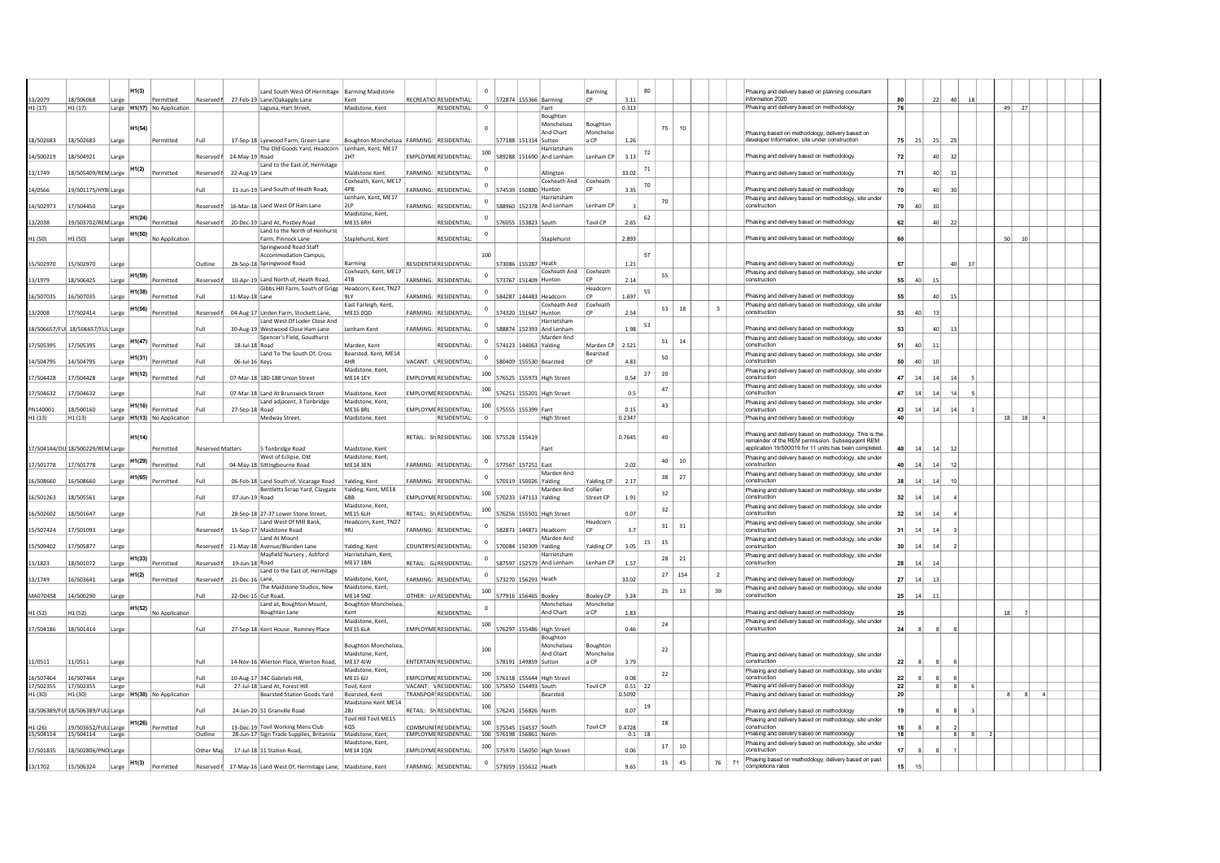| | | | | | | | | | | | | | | | | | | | | | | | | | | | | | | | | | |
|---|---|---|---|---|---|---|---|---|---|---|---|---|---|---|---|---|---|---|---|---|---|---|---|---|---|---|---|---|---|---|---|---|---|
| 13/2079 | 18/506068 | Large | H1(3) | Permitted | Reserved M | 27-Feb-19 | Land South West Of Hermitage Lane/Oakapple Lane | Barming Maidstone Kent | RECREATIO | RESIDENTIAL: | 0 | 572874 | 155366 | Barming | Barming CP | 3.11 | | 80 | | | | | Phasing and delivery based on planning consultant information 2020 | 80 | | 22 | 40 | 18 | | | | | |
| H1 (17) | H1 (17) | Large | H1(17) | No Application | | | Laguna, Hart Street, | Maidstone, Kent | | RESIDENTIAL: | 0 | | | Fant | | 0.313 | | | | | | | Phasing and delivery based on methodology | 76 | | | | | | | 49 | 27 | |
| 18/502683 | 18/502683 | Large | H1(54) | Permitted | Full | 17-Sep-18 | Lyewood Farm, Green Lane | Boughton Monchelsea | FARMING: | RESIDENTIAL: | 0 | 577188 | 151314 | Boughton Monchelsea And Chart Sutton | Boughton Monchelsea CP | 1.26 | | 75 | 10 | | | | Phasing based on methodology, delivery based on developer information, site under construction | 75 | 25 | 25 | 25 | | | | | | |
| 14/500219 | 18/504921 | Large | | | Reserved M | 24-May-19 | The Old Goods Yard, Headcorn Road | Lenham, Kent, ME17 2HT | EMPLOYME | RESIDENTIAL: | 100 | 589288 | 151690 | Harrietsham And Lenham | Lenham CP | 3.13 | 72 | | | | | | Phasing and delivery based on methodology | 72 | | | 40 | 32 | | | | | |
| 13/1749 | 18/505409/REM | Large | H1(2) | Permitted | Reserved M | 22-Aug-19 | Land to the East of, Hermitage Lane | Maidstone Kent | FARMING: | RESIDENTIAL: | 0 | | | Allington | | 33.02 | 71 | | | | | | Phasing and delivery based on methodology | 71 | | | 40 | 31 | | | | | |
| 14/0566 | 19/501175/HYB | Large | | | Full | 11-Jun-19 | Land South of Heath Road, | Coxheath, Kent, ME17 4PB | FARMING: | RESIDENTIAL: | 0 | 574539 | 150880 | Coxheath And Hunton | Coxheath CP | 3.35 | 70 | | | | | | Phasing and delivery based on methodology | 70 | | | 40 | 30 | | | | | |
| 14/502973 | 17/504450 | Large | | | Reserved M | 16-Mar-18 | Land West Of Ham Lane | Lenham, Kent, ME17 2LP | FARMING: | RESIDENTIAL: | 0 | 588960 | 152378 | Harrietsham And Lenham | Lenham CP | 3 | | 70 | | | | | Phasing and delivery based on methodology, site under construction | 70 | 40 | 30 | | | | | | | |
| 13/2038 | 19/503702/REM | Large | H1(24) | Permitted | Reserved M | 20-Dec-19 | Land At, Postley Road | Maidstone, Kent, ME15 6RH | | RESIDENTIAL: | 0 | 576055 | 153823 | South | Tovil CP | 2.65 | 62 | | | | | | Phasing and delivery based on methodology | 62 | | | 40 | 22 | | | | | |
| H1 (50) | H1 (50) | Large | H1(50) | No Application | | | Land to the North of Henhurst Farm, Pinnock Lane | Staplehurst, Kent | | RESIDENTIAL: | 0 | | | Staplehurst | | 2.893 | | | | | | | Phasing and delivery based on methodology | 60 | | | | | | | 50 | 10 | |
| 15/502970 | 15/502970 | Large | | | Outline | 28-Sep-18 | Springwood Road Staff Accommodation Campus, Springwood Road | Barming | RESIDENTIA | RESIDENTIAL: | 100 | 573086 | 155287 | Heath | | 1.21 | 57 | | | | | | Phasing and delivery based on methodology | 57 | | | | 40 | 17 | | | | |
| 13/1979 | 18/506425 | Large | H1(59) | Permitted | Reserved M | 10-Apr-19 | Land North of, Heath Road, | Coxheath, Kent, ME17 4TB | FARMING: | RESIDENTIAL: | 0 | 573767 | 151409 | Coxheath And Hunton | Coxheath CP | 2.14 | | 55 | | | | | Phasing and delivery based on methodology, site under construction | 55 | 40 | 15 | | | | | | | |
| 16/507035 | 16/507035 | Large | H1(38) | Permitted | Full | 11-May-18 | Gibbs Hill Farm, South of Grigg Lane | Headcorn, Kent, TN27 9LY | FARMING: | RESIDENTIAL: | 0 | 584287 | 144483 | Headcorn | Headcorn CP | 1.697 | 55 | | | | | | Phasing and delivery based on methodology | 55 | | | 40 | 15 | | | | | |
| 13/2008 | 17/502414 | Large | H1(56) | Permitted | Reserved M | 04-Aug-17 | Linden Farm, Stockett Lane, | East Farleigh, Kent, ME15 0QD | FARMING: | RESIDENTIAL: | 0 | 574320 | 151647 | Coxheath And Hunton | Coxheath CP | 2.54 | 53 | 18 | | 3 | | | Phasing and delivery based on methodology, site under construction | 53 | 40 | 13 | | | | | | | |
| 18/506657/FUL | 18/506657/FUL | Large | | | Full | 30-Aug-19 | Land West Of Loder Close And Westwood Close Ham Lane | Lenham Kent | FARMING: | RESIDENTIAL: | 0 | 588874 | 152393 | Harrietsham And Lenham | | 1.98 | | 53 | | | | | Phasing and delivery based on methodology | 53 | | | 40 | 13 | | | | | |
| 17/505395 | 17/505395 | Large | H1(47) | Permitted | Full | 18-Jul-18 | Spencer's Field, Goudhurst Road | Marden, Kent | | RESIDENTIAL: | 0 | 574123 | 144063 | Marden And Yalding | Marden CP | 2.521 | 51 | 14 | | | | | Phasing and delivery based on methodology, site under construction | 51 | 40 | 11 | | | | | | | |
| 14/504795 | 14/504795 | Large | H1(31) | Permitted | Full | 06-Jul-16 | Land To The South Of, Cross Keys | Bearsted, Kent, ME14 4HR | VACANT: L | RESIDENTIAL: | 0 | 580409 | 155530 | Bearsted | Bearsted CP | 4.83 | | 50 | | | | | Phasing and delivery based on methodology, site under construction | 50 | 40 | 10 | | | | | | | |
| 17/504428 | 17/504428 | Large | H1(12) | Permitted | Full | 07-Mar-18 | 180-188 Union Street | Maidstone, Kent, ME14 1EY | EMPLOYME | RESIDENTIAL: | 100 | 576525 | 155973 | High Street | | 0.54 | 27 | 20 | | | | | Phasing and delivery based on methodology, site under construction | 47 | 14 | 14 | 14 | 5 | | | | | |
| 17/504632 | 17/504632 | Large | | | Full | 07-Mar-18 | Land At Brunswick Street | Maidstone, Kent | EMPLOYME | RESIDENTIAL: | 100 | 576251 | 155201 | High Street | | 0.5 | | 47 | | | | | Phasing and delivery based on methodology, site under construction | 47 | 14 | 14 | 14 | 5 | | | | | |
| PN140001 | 18/500160 | Large | H1(16) | Permitted | Full | 27-Sep-18 | Land adjacent, 3 Tonbridge Road | Maidstone, Kent, ME16 8RL | EMPLOYME | RESIDENTIAL: | 100 | 575555 | 155399 | Fant | | 0.15 | | 43 | | | | | Phasing and delivery based on methodology, site under construction | 43 | 14 | 14 | 14 | 1 | | | | | |
| H1 (13) | H1 (13) | Large | H1(13) | No Application | | | Medway Street, | Maidstone, Kent | | RESIDENTIAL: | 0 | | | High Street | | 0.2347 | | | | | | | Phasing and delivery based on methodology | 40 | | | | | | | 18 | 18 | 4 |
| 17/504144/OU | 18/500229/REM | Large | H1(14) | Permitted | Reserved Matters | | 5 Tonbridge Road | Maidstone, Kent | RETAIL: Sh | RESIDENTIAL: | 100 | 575528 | 155419 | Fant | | 0.7645 | | 40 | | | | | Phasing and delivery based on methodology. This is the remainder of the REM permission. Subsequqent REM application 19/500019 for 11 units has been completed. | 40 | 14 | 14 | 12 | | | | | | |
| 17/501778 | 17/501778 | Large | H1(29) | Permitted | Full | 04-May-18 | West of Eclipse, Old Sittingbourne Road | Maidstone, Kent, ME14 3EN | FARMING: | RESIDENTIAL: | 0 | 577567 | 157251 | East | | 2.02 | | 40 | 10 | | | | Phasing and delivery based on methodology, site under construction | 40 | 14 | 14 | 12 | | | | | | |
| 16/508660 | 16/508660 | Large | H1(65) | Permitted | Full | 06-Feb-18 | Land South of, Vicarage Road | Yalding, Kent | FARMING: | RESIDENTIAL: | 0 | 570119 | 150026 | Marden And Yalding | Yalding CP | 2.17 | | 38 | 27 | | | | Phasing and delivery based on methodology, site under construction | 38 | 14 | 14 | 10 | | | | | | |
| 16/501263 | 18/505561 | Large | | | Full | 07-Jun-19 | Bentletts Scrap Yard, Claygate Road | Yalding, Kent, ME18 6BB | EMPLOYME | RESIDENTIAL: | 100 | 570233 | 147113 | Marden And Yalding | Collier Street CP | 1.91 | | 32 | | | | | Phasing and delivery based on methodology, site under construction | 32 | 14 | 14 | 4 | | | | | | |
| 16/502602 | 18/501647 | Large | | | Full | 28-Sep-18 | 27-37 Lower Stone Street, | Maidstone, Kent, ME15 6LH | RETAIL: Sh | RESIDENTIAL: | 100 | 576256 | 155501 | High Street | | 0.07 | | 32 | | | | | Phasing and delivery based on methodology, site under construction | 32 | 14 | 14 | 4 | | | | | | |
| 15/507424 | 17/501093 | Large | | | Reserved M | 15-Sep-17 | Land West Of Mill Bank, Maidstone Road | Headcorn, Kent, TN27 9RJ | FARMING: | RESIDENTIAL: | 0 | 582871 | 144871 | Headcorn | Headcorn CP | 3.7 | | 31 | 31 | | | | Phasing and delivery based on methodology, site under construction | 31 | 14 | 14 | 3 | | | | | | |
| 15/509402 | 17/505877 | Large | | | Reserved M | 21-May-18 | Land At Mount Avenue/Blunden Lane | Yalding, Kent | COUNTRYSI | RESIDENTIAL: | 0 | 570084 | 150309 | Marden And Yalding | Yalding CP | 3.05 | 15 | 15 | | | | | Phasing and delivery based on methodology, site under construction | 30 | 14 | 14 | 2 | | | | | | |
| 13/1823 | 18/501072 | Large | H1(33) | Permitted | Reserved M | 19-Jun-18 | Mayfield Nursery, Ashford Road | Harrietsham, Kent, ME17 1BN | RETAIL: Ga | RESIDENTIAL: | 0 | 587597 | 152579 | Harrietsham And Lenham | Lenham CP | 1.57 | | 28 | 21 | | | | Phasing and delivery based on methodology, site under construction | 28 | 14 | 14 | | | | | | | |
| 13/1749 | 16/503641 | Large | H1(2) | Permitted | Reserved M | 21-Dec-16 | Land to the East of, Hermitage Lane, | Maidstone, Kent, | FARMING: | RESIDENTIAL: | 0 | 573270 | 156293 | Heath | | 33.02 | | 27 | 154 | | 2 | | Phasing and delivery based on methodology | 27 | 14 | 13 | | | | | | | |
| MA070458 | 14/500290 | Large | | | Full | 22-Dec-15 | The Maidstone Studios, New Cut Road, | Maidstone, Kent, ME14 5NZ | OTHER: Ur | RESIDENTIAL: | 100 | 577916 | 156465 | Boxley | Boxley CP | 3.24 | | 25 | 13 | | 39 | | Phasing and delivery based on methodology, site under construction | 25 | 14 | 11 | | | | | | | |
| H1 (52) | H1 (52) | Large | H1(52) | No Application | | | Land at, Boughton Mount, Boughton Lane | Boughton Monchelsea, Kent | | RESIDENTIAL: | 0 | | | Monchelsea And Chart | Monchelsea CP | 1.83 | | | | | | | Phasing and delivery based on methodology | 25 | | | | | | | 18 | 7 | |
| 17/504186 | 18/501414 | Large | | | Full | 27-Sep-18 | Kent House , Romney Place | Maidstone, Kent, ME15 6LA | EMPLOYME | RESIDENTIAL: | 100 | 576297 | 155486 | High Street | | 0.46 | | 24 | | | | | Phasing and delivery based on methodology, site under construction | 24 | 8 | 8 | 8 | | | | | | |
| 11/0511 | 11/0511 | Large | | | Full | 14-Nov-16 | Wierton Place, Wierton Road, | Boughton Monchelsea, Maidstone, Kent, ME17 4JW | ENTERTAIN | RESIDENTIAL: | 100 | 578191 | 149859 | Boughton Monchelsea And Chart Sutton | Boughton Monchelsea CP | 3.79 | | 22 | | | | | Phasing and delivery based on methodology, site under construction | 22 | 8 | 8 | 6 | | | | | | |
| 16/507464 | 16/507464 | Large | | | Full | 10-Aug-17 | 34C Gabriels Hill, | Maidstone, Kent, ME15 6JJ | EMPLOYME | RESIDENTIAL: | 100 | 576118 | 155644 | High Street | | 0.08 | | 22 | | | | | Phasing and delivery based on methodology, site under construction | 22 | 8 | 8 | 6 | | | | | | |
| 17/502355 | 17/502355 | Large | | | Full | 27-Jul-18 | Land At, Forest Hill | Tovil, Kent | VACANT: V | RESIDENTIAL: | 100 | 575650 | 154493 | South | Tovil CP | 0.51 | 22 | | | | | | Phasing and delivery based on methodology | 22 | | 8 | 8 | 6 | | | | | |
| H1 (30) | H1 (30) | Large | H1(30) | No Application | | | Bearsted Station Goods Yard | Bearsted, Kent | TRANSPORT | RESIDENTIAL: | 100 | | | Bearsted | | 0.5092 | | | | | | | Phasing and delivery based on methodology | 20 | | | | | | | 8 | 8 | 4 |
| 18/506389/FUL | 18/506389/FUL | Large | | | Full | 24-Jan-20 | 51 Granville Road | Maidstone Kent ME14 2BJ | RETAIL: Sh | RESIDENTIAL: | 100 | 576241 | 156826 | North | | 0.07 | 19 | | | | | | Phasing and delivery based on methodology | 19 | | 8 | 8 | 3 | | | | | |
| H1 (26) | 19/503652/FUL | Large | H1(26) | Permitted | Full | 13-Dec-19 | Tovil Working Mens Club | Tovil Hill Tovil ME15 6QS | COMMUNIT | RESIDENTIAL: | 100 | 575545 | 154537 | South | Tovil CP | 0.4728 | | 18 | | | | | Phasing and delivery based on methodology, site under construction | 18 | 8 | 8 | 2 | | | | | | |
| 15/504114 | 15/504114 | Large | | | Outline | 28-Jun-17 | Sign Trade Supplies, Britannia | Maidstone, Kent, | EMPLOYME | RESIDENTIAL: | 100 | 576198 | 156861 | North | | 0.1 | 18 | | | | | | Phasing and delivery based on methodology | 18 | | | 8 | 8 | 2 | | | | |
| 17/501835 | 18/502806/PNO | Large | | | Other Maj | 17-Jul-18 | 11 Station Road, | Maidstone, Kent, ME14 1QN | EMPLOYME | RESIDENTIAL: | 100 | 575970 | 156050 | High Street | | 0.06 | | 17 | 10 | | | | Phasing and delivery based on methodology, site under construction | 17 | 8 | 8 | 1 | | | | | | |
| 13/1702 | 15/506324 | Large | H1(3) | Permitted | Reserved M | 17-May-16 | Land West Of, Hermitage Lane, | Maidstone, Kent | FARMING: | RESIDENTIAL: | 0 | 573059 | 155612 | Heath | | 9.65 | | 15 | 45 | | 76 | 71 | Phasing based on methodology, delivery based on past completions rates | 15 | 15 | | | | | | | | |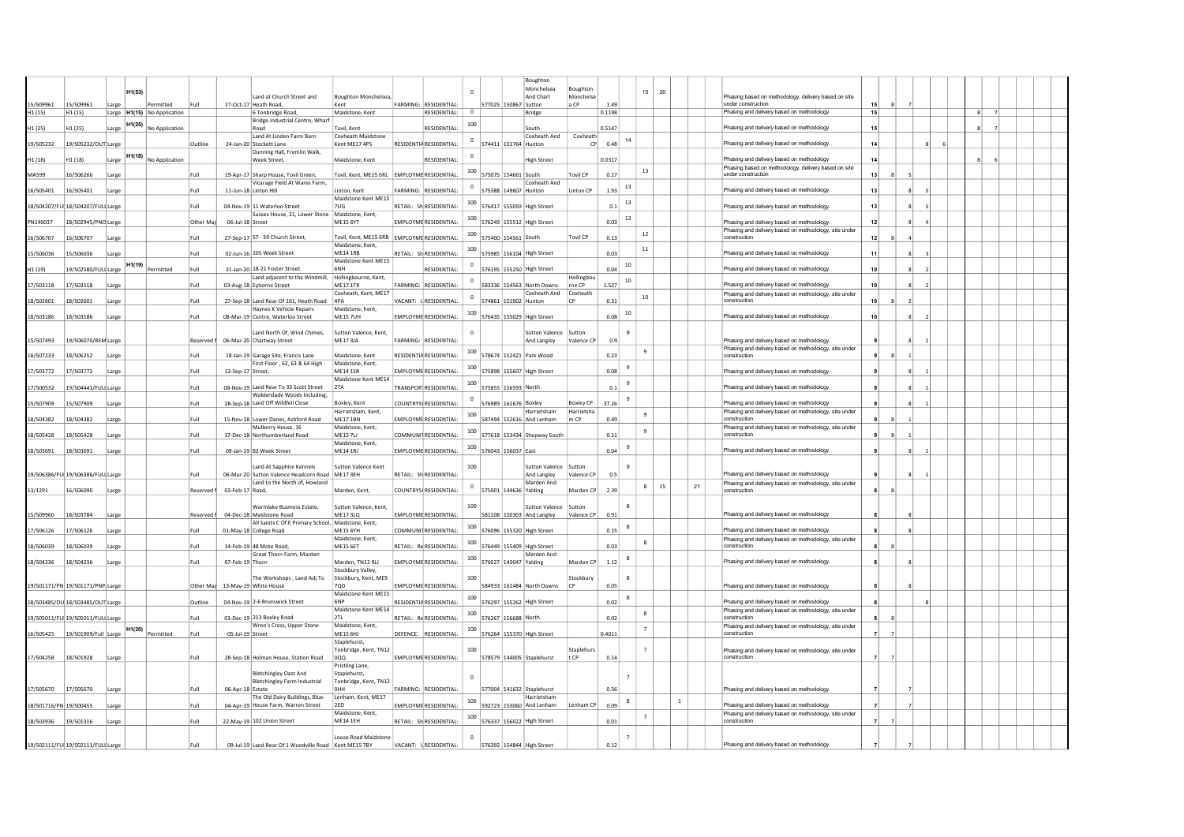| | | | | | | | | | | | | | | | | | | | | | | | | | | | | | | |
|---|---|---|---|---|---|---|---|---|---|---|---|---|---|---|---|---|---|---|---|---|---|---|---|---|---|---|---|---|---|---|
| 15/509961 | 15/509961 | Large | H1(53) | Permitted | Full | 27-Oct-17 | Land at Church Street and Heath Road, | Boughton Monchelsea, Kent | FARMING: | RESIDENTIAL: | 0 | 577025 | 150867 | Boughton Monchelsea And Chart Sutton | Boughton Monchelsea CP | 1.49 | | 15 | 26 | | | Phasing based on methodology, delivery based on site under construction | 15 | 8 | 7 | | | | | |
| H1 (15) | H1 (15) | Large | H1(15) | No Application | | | 6 Tonbridge Road, | Maidstone, Kent | | RESIDENTIAL: | 0 | | | Bridge | | 0.1198 | | | | | | Phasing and delivery based on methodology | 15 | | | | | | 8 | 7 |
| H1 (25) | H1 (25) | Large | H1(25) | No Application | | | Bridge Industrial Centre, Wharf Road | Tovil, Kent | | RESIDENTIAL: | 100 | | | South | | 0.5147 | | | | | | Phasing and delivery based on methodology | 15 | | | | | | 8 | 7 |
| 19/505232 | 19/505232/OUT | Large | | | Outline | 24-Jan-20 | Land At Linden Farm Barn Stockett Lane | Coxheath Maidstone Kent ME17 4PS | RESIDENTIA | RESIDENTIAL: | 0 | 574411 | 151764 | Coxheath And Hunton | Coxheath CP | 0.48 | 14 | | | | | Phasing and delivery based on methodology | 14 | | | | 8 | 6 | | |
| H1 (18) | H1 (18) | Large | H1(18) | No Application | | | Dunning Hall, Fremlin Walk, Week Street, | Maidstone, Kent | | RESIDENTIAL: | 0 | | | High Street | | 0.0317 | | | | | | Phasing and delivery based on methodology | 14 | | | | | | 8 | 6 |
| MA599 | 16/506266 | Large | | | Full | 19-Apr-17 | Sharp House, Tovil Green, | Tovil, Kent, ME15 6RL | EMPLOYME | RESIDENTIAL: | 100 | 575075 | 154661 | South | Tovil CP | 0.17 | | 13 | | | | Phasing based on methodology, delivery based on site under construction | 13 | 8 | 5 | | | | | |
| 16/505401 | 16/505401 | Large | | | Full | 11-Jun-18 | Vicarage Field At Wares Farm, Linton Hill | Linton, Kent | FARMING: | RESIDENTIAL: | 0 | 575388 | 149607 | Coxheath And Hunton | Linton CP | 1.93 | 13 | | | | | Phasing and delivery based on methodology | 13 | | 8 | 5 | | | | |
| 18/504207/FUL | 18/504207/FUL | Large | | | Full | 04-Nov-19 | 11 Waterloo Street | Maidstone Kent ME15 7UG | RETAIL: Sh | RESIDENTIAL: | 100 | 576417 | 155059 | High Street | | 0.1 | 13 | | | | | Phasing and delivery based on methodology | 13 | | 8 | 5 | | | | |
| PN140037 | 18/502945/PNO | Large | | | Other Maj | 06-Jul-18 | Sussex House, 21, Lower Stone Street | Maidstone, Kent, ME15 6YT | EMPLOYME | RESIDENTIAL: | 100 | 576249 | 155512 | High Street | | 0.03 | 12 | | | | | Phasing and delivery based on methodology | 12 | | 8 | 4 | | | | |
| 16/506707 | 16/506707 | Large | | | Full | 27-Sep-17 | 57 - 59 Church Street, | Tovil, Kent, ME15 6RB | EMPLOYME | RESIDENTIAL: | 100 | 575400 | 154561 | South | Tovil CP | 0.13 | | 12 | | | | Phasing and delivery based on methodology, site under construction | 12 | 8 | 4 | | | | | |
| 15/506036 | 15/506036 | Large | | | Full | 02-Jun-16 | 105 Week Street | Maidstone, Kent, ME14 1RB | RETAIL: Sh | RESIDENTIAL: | 100 | 575985 | 156104 | High Street | | 0.03 | | 11 | | | | Phasing and delivery based on methodology | 11 | | 8 | 3 | | | | |
| H1 (19) | 19/502580/FUL | Large | H1(19) | Permitted | Full | 31-Jan-20 | 18-21 Foster Street | Maidstone Kent ME15 6NH | | RESIDENTIAL: | 0 | 576195 | 155250 | High Street | | 0.04 | 10 | | | | | Phasing and delivery based on methodology | 10 | | 8 | 2 | | | | |
| 17/503118 | 17/503118 | Large | | | Full | 03-Aug-18 | Land adjacent to the Windmill, Eyhorne Street | Hollingbourne, Kent, ME17 1TR | FARMING: | RESIDENTIAL: | 0 | 583336 | 154563 | North Downs | Hollingbourne CP | 1.527 | 10 | | | | | Phasing and delivery based on methodology | 10 | | 8 | 2 | | | | |
| 18/502601 | 18/502601 | Large | | | Full | 27-Sep-18 | Land Rear Of 161, Heath Road | Coxheath, Kent, ME17 4PA | VACANT: L | RESIDENTIAL: | 0 | 574861 | 151002 | Coxheath And Hunton | Coxheath CP | 0.31 | | 10 | | | | Phasing and delivery based on methodology, site under construction | 10 | 8 | 2 | | | | | |
| 18/503186 | 18/503186 | Large | | | Full | 08-Mar-19 | Haynes K Vehicle Repairs Centre, Waterloo Street | Maidstone, Kent, ME15 7UH | EMPLOYME | RESIDENTIAL: | 100 | 576435 | 155029 | High Street | | 0.08 | 10 | | | | | Phasing and delivery based on methodology | 10 | | 8 | 2 | | | | |
| 15/507493 | 19/506070/REM | Large | | | Reserved | 06-Mar-20 | Land North Of, Wind Chimes, Chartway Street | Sutton Valence, Kent, ME17 3JA | FARMING: | RESIDENTIAL: | 0 | | | Sutton Valence And Langley | Sutton Valence CP | 0.9 | 9 | | | | | Phasing and delivery based on methodology | 9 | | 8 | 1 | | | | |
| 16/507233 | 18/506252 | Large | | | Full | 18-Jan-19 | Garage Site, Francis Lane | Maidstone, Kent | RESIDENTIA | RESIDENTIAL: | 100 | 578674 | 152421 | Park Wood | | 0.23 | | 9 | | | | Phasing and delivery based on methodology, site under construction | 9 | 8 | 1 | | | | | |
| 17/503772 | 17/503772 | Large | | | Full | 12-Sep-17 | First Floor , 62, 63 & 64 High Street, | Maidstone, Kent, ME14 1SR | EMPLOYME | RESIDENTIAL: | 100 | 575898 | 155607 | High Street | | 0.08 | 9 | | | | | Phasing and delivery based on methodology | 9 | | 8 | 1 | | | | |
| 17/500532 | 19/504441/FUL | Large | | | Full | 08-Nov-19 | Land Rear To 33 Scott Street | Maidstone Kent ME14 2TA | TRANSPORT | RESIDENTIAL: | 100 | 575855 | 156593 | North | | 0.1 | 9 | | | | | Phasing and delivery based on methodology | 9 | | 8 | 1 | | | | |
| 15/507909 | 15/507909 | Large | | | Full | 28-Sep-18 | Walderslade Woods Including, Land Off Wildfell Close | Boxley, Kent | COUNTRYSI | RESIDENTIAL: | 0 | 576989 | 161676 | Boxley | Boxley CP | 37.26 | 9 | | | | | Phasing and delivery based on methodology | 9 | | 8 | 1 | | | | |
| 18/504382 | 18/504382 | Large | | | Full | 15-Nov-18 | Lower Danes, Ashford Road | Harrietsham, Kent, ME17 1BN | EMPLOYME | RESIDENTIAL: | 100 | 587494 | 152616 | Harrietsham And Lenham | Harrietsham CP | 0.49 | | 9 | | | | Phasing and delivery based on methodology, site under construction | 9 | 8 | 1 | | | | | |
| 18/505428 | 18/505428 | Large | | | Full | 17-Dec-18 | Mulberry House, 16 Northumberland Road | Maidstone, Kent, ME15 7LJ | COMMUNIT | RESIDENTIAL: | 100 | 577618 | 153434 | Shepway South | | 0.11 | | 9 | | | | Phasing and delivery based on methodology, site under construction | 9 | 8 | 1 | | | | | |
| 18/503691 | 18/503691 | Large | | | Full | 09-Jan-19 | 82 Week Street | Maidstone, Kent, ME14 1RJ | EMPLOYME | RESIDENTIAL: | 100 | 576043 | 156037 | East | | 0.04 | 9 | | | | | Phasing and delivery based on methodology | 9 | | 8 | 1 | | | | |
| 19/506386/FUL | 19/506386/FUL | Large | | | Full | 06-Mar-20 | Land At Sapphire Kennels Sutton Valence Headcorn Road | Sutton Valence Kent ME17 3EH | RETAIL: Sh | RESIDENTIAL: | 100 | | | Sutton Valence And Langley | Sutton Valence CP | 0.5 | 9 | | | | | Phasing and delivery based on methodology | 9 | | 8 | 1 | | | | |
| 13/1291 | 16/506090 | Large | | | Reserved | 03-Feb-17 | Land to the North of, Howland Road, | Marden, Kent, | COUNTRYSI | RESIDENTIAL: | 0 | 575001 | 144636 | Marden And Yalding | Marden CP | 2.39 | | 8 | 15 | | 21 | Phasing and delivery based on methodology, site under construction | 8 | 8 | | | | | | |
| 15/509960 | 18/503784 | Large | | | Reserved | 04-Dec-18 | Warmlake Business Estate, Maidstone Road | Sutton Valence, Kent, ME17 3LQ | EMPLOYME | RESIDENTIAL: | 100 | 581108 | 150303 | Sutton Valence And Langley | Sutton Valence CP | 0.91 | 8 | | | | | Phasing and delivery based on methodology | 8 | | 8 | | | | | |
| 17/506126 | 17/506126 | Large | | | Full | 01-May-18 | All Saints C Of E Primary School, College Road | Maidstone, Kent, ME15 6YH | COMMUNIT | RESIDENTIAL: | 100 | 576096 | 155320 | High Street | | 0.15 | 8 | | | | | Phasing and delivery based on methodology | 8 | | 8 | | | | | |
| 18/506039 | 18/506039 | Large | | | Full | 14-Feb-19 | 48 Mote Road, | Maidstone, Kent, ME15 6ET | RETAIL: Re | RESIDENTIAL: | 100 | 576449 | 155409 | High Street | | 0.03 | | 8 | | | | Phasing and delivery based on methodology, site under construction | 8 | 8 | | | | | | |
| 18/504236 | 18/504236 | Large | | | Full | 07-Feb-19 | Great Thorn Farm, Marden Thorn | Marden, TN12 9LJ | EMPLOYME | RESIDENTIAL: | 100 | 576027 | 143047 | Marden And Yalding | Marden CP | 1.12 | 8 | | | | | Phasing and delivery based on methodology | 8 | | 8 | | | | | |
| 19/501171/PN | 19/501171/PNP | Large | | | Other Maj | 13-May-19 | The Workshops , Land Adj To White House | Stockbury Valley, Stockbury, Kent, ME9 7QD | EMPLOYME | RESIDENTIAL: | 100 | 584933 | 161484 | North Downs | Stockbury CP | 0.05 | 8 | | | | | Phasing and delivery based on methodology | 8 | | 8 | | | | | |
| 18/503485/OU | 18/503485/OUT | Large | | | Outline | 04-Nov-19 | 2-6 Brunswick Street | Maidstone Kent ME15 6NP | RESIDENTIA | RESIDENTIAL: | 100 | 576297 | 155262 | High Street | | 0.02 | 8 | | | | | Phasing and delivery based on methodology | 8 | | | 8 | | | | |
| 19/505011/FUL | 19/505011/FUL | Large | | | Full | 03-Dec-19 | 213 Boxley Road | Maidstone Kent ME14 2TL | RETAIL: Re | RESIDENTIAL: | 100 | 576267 | 156688 | North | | 0.02 | | 8 | | | | Phasing and delivery based on methodology, site under construction | 8 | 8 | | | | | | |
| 16/505425 | 19/501909/Full | Large | H1(20) | Permitted | Full | 05-Jul-19 | Wren's Cross, Upper Stone Street | Maidstone, Kent, ME15 6HJ | DEFENCE: | RESIDENTIAL: | 100 | 576264 | 155370 | High Street | | 0.4011 | | 7 | | | | Phasing and delivery based on methodology, site under construction | 7 | 7 | | | | | | |
| 17/504258 | 18/501928 | Large | | | Full | 28-Sep-18 | Holman House, Station Road | Staplehurst, Tonbridge, Kent, TN12 0QQ | EMPLOYME | RESIDENTIAL: | 100 | 578579 | 144005 | Staplehurst | Staplehurst CP | 0.14 | | 7 | | | | Phasing and delivery based on methodology, site under construction | 7 | 7 | | | | | | |
| 17/505670 | 17/505670 | Large | | | Full | 06-Apr-18 | Bletchingley Oast And Bletchingley Farm Industrial Estate | Pristling Lane, Staplehurst, Tonbridge, Kent, TN12 0HH | FARMING: | RESIDENTIAL: | 0 | 577004 | 141632 | Staplehurst | | 0.56 | 7 | | | | | Phasing and delivery based on methodology | 7 | | 7 | | | | | |
| 18/501716/PN | 19/500455 | Large | | | Full | 04-Apr-19 | The Old Dairy Buildings, Blue House Farm, Warren Street | Lenham, Kent, ME17 2ED | EMPLOYME | RESIDENTIAL: | 100 | 592723 | 153060 | Harrietsham And Lenham | Lenham CP | 0.09 | 8 | | | 1 | | Phasing and delivery based on methodology | 7 | | 7 | | | | | |
| 18/503936 | 19/501316 | Large | | | Full | 22-May-19 | 102 Union Street | Maidstone, Kent, ME14 1EH | RETAIL: Sh | RESIDENTIAL: | 100 | 576337 | 156022 | High Street | | 0.01 | | 7 | | | | Phasing and delivery based on methodology, site under construction | 7 | 7 | | | | | | |
| 19/502111/FUL | 19/502111/FUL | Large | | | Full | 09-Jul-19 | Land Rear Of 1 Woodville Road | Loose Road Maidstone Kent ME15 7BY | VACANT: L | RESIDENTIAL: | 0 | 576392 | 154844 | High Street | | 0.12 | 7 | | | | | Phasing and delivery based on methodology | 7 | | 7 | | | | | |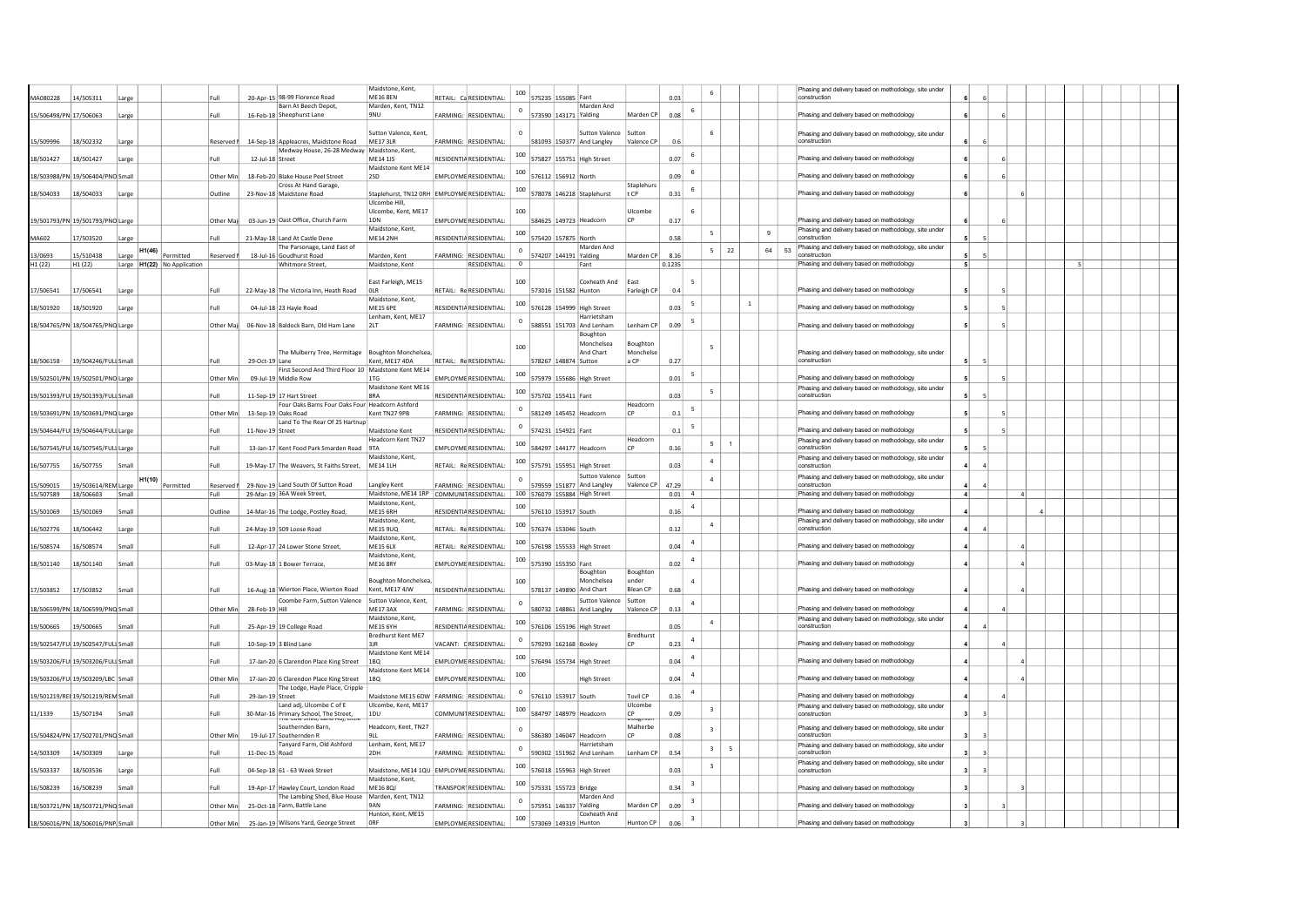| | | | | | | | | | | | | | | | | | | | | | | | | | | | | | | | |
|---|---|---|---|---|---|---|---|---|---|---|---|---|---|---|---|---|---|---|---|---|---|---|---|---|---|---|---|---|---|---|---|
| MA080228 | 14/505311 | Large | | | Full | 20-Apr-15 | 98-99 Florence Road | Maidstone, Kent, ME16 8EN | RETAIL: Ca | RESIDENTIAL: | 100 | 575235 | 155085 | Fant | | 0.03 | | 6 | | | | | | Phasing and delivery based on methodology, site under construction | 6 | 6 | | | | | |
| 15/506498/PN | 17/506063 | Large | | | Full | 16-Feb-18 | Barn At Beech Depot, Sheephurst Lane | Marden, Kent, TN12 9NU | FARMING: | RESIDENTIAL: | 0 | 573590 | 143171 | Marden And Yalding | Marden CP | 0.08 | 6 | | | | | | | Phasing and delivery based on methodology | 6 | | 6 | | | | |
| 15/509996 | 18/502332 | Large | | | Reserved | 14-Sep-18 | Appleacres, Maidstone Road | Sutton Valence, Kent, ME17 3LR | FARMING: | RESIDENTIAL: | 0 | 581093 | 150377 | Sutton Valence And Langley | Sutton Valence CP | 0.6 | | 6 | | | | | | Phasing and delivery based on methodology, site under construction | 6 | 6 | | | | | |
| 18/501427 | 18/501427 | Large | | | Full | 12-Jul-18 | Medway House, 26-28 Medway Street | Maidstone, Kent, ME14 1JS | RESIDENTIA | RESIDENTIAL: | 100 | 575827 | 155751 | High Street | | 0.07 | 6 | | | | | | | Phasing and delivery based on methodology | 6 | | 6 | | | | |
| 18/503988/PN | 19/506404/PNQ | Small | | | Other Min | 18-Feb-20 | Blake House Peel Street | Maidstone Kent ME14 2SD | EMPLOYME | RESIDENTIAL: | 100 | 576112 | 156912 | North | | 0.09 | 6 | | | | | | | Phasing and delivery based on methodology | 6 | | 6 | | | | |
| 18/504033 | 18/504033 | Large | | | Outline | 23-Nov-18 | Cross At Hand Garage, Maidstone Road | Staplehurst, TN12 0RH | EMPLOYME | RESIDENTIAL: | 100 | 578078 | 146218 | Staplehurst | Staplehurst CP | 0.31 | 6 | | | | | | | Phasing and delivery based on methodology | 6 | | | 6 | | | |
| 19/501793/PN | 19/501793/PNQ | Large | | | Other Maj | 03-Jun-19 | Oast Office, Church Farm | Ulcombe Hill, Ulcombe, Kent, ME17 1DN | EMPLOYME | RESIDENTIAL: | 100 | 584625 | 149723 | Headcorn | Ulcombe CP | 0.17 | | 6 | | | | | | Phasing and delivery based on methodology | 6 | | 6 | | | | |
| MA602 | 17/503520 | Large | | | Full | 21-May-18 | Land At Castle Dene | Maidstone, Kent, ME14 2NH | RESIDENTIA | RESIDENTIAL: | 100 | 575420 | 157875 | North | | 0.58 | | 5 | | | | 9 | | Phasing and delivery based on methodology, site under construction | 5 | 5 | | | | | |
| 13/0693 | 15/510438 | Large | H1(46) | Permitted | Reserved | 18-Jul-16 | The Parsonage, Land East of Goudhurst Road | Marden, Kent | FARMING: | RESIDENTIAL: | 0 | 574207 | 144191 | Marden And Yalding | Marden CP | 8.16 | | 5 | 22 | | | 64 | 53 | Phasing and delivery based on methodology, site under construction | 5 | 5 | | | | | |
| H1 (22) | H1 (22) | Large | H1(22) | No Application | | | Whitmore Street, | Maidstone, Kent | | RESIDENTIAL: | 0 | | | Fant | | 0.1235 | | | | | | | | Phasing and delivery based on methodology | 5 | | | | | | 5 |
| 17/506541 | 17/506541 | Large | | | Full | 22-May-18 | The Victoria Inn, Heath Road | East Farleigh, ME15 0LR | RETAIL: Re | RESIDENTIAL: | 100 | 573016 | 151582 | Coxheath And Hunton | East Farleigh CP | 0.4 | | 5 | | | | | | Phasing and delivery based on methodology | 5 | | 5 | | | | |
| 18/501920 | 18/501920 | Large | | | Full | 04-Jul-18 | 23 Hayle Road | Maidstone, Kent, ME15 6PE | RESIDENTIA | RESIDENTIAL: | 100 | 576128 | 154999 | High Street | | 0.03 | 5 | | | | 1 | | | Phasing and delivery based on methodology | 5 | | 5 | | | | |
| 18/504765/PN | 18/504765/PNQ | Large | | | Other Maj | 06-Nov-18 | Baldock Barn, Old Ham Lane | Lenham, Kent, ME17 2LT | FARMING: | RESIDENTIAL: | 0 | 588551 | 151703 | Harrietsham And Lenham | Lenham CP | 0.09 | 5 | | | | | | | Phasing and delivery based on methodology | 5 | | 5 | | | | |
| 18/506158 | 19/504246/FULL | Small | | | Full | 29-Oct-19 | The Mulberry Tree, Hermitage Lane | Boughton Monchelsea, Kent, ME17 4DA | RETAIL: Re | RESIDENTIAL: | 100 | 578267 | 148874 | Boughton Monchelsea And Chart Sutton | Boughton Monchelsea CP | 0.27 | | 5 | | | | | | Phasing and delivery based on methodology, site under construction | 5 | 5 | | | | | |
| 19/502501/PN | 19/502501/PNQ | Large | | | Other Min | 09-Jul-19 | First Second And Third Floor 10 Middle Row | Maidstone Kent ME14 1TG | EMPLOYME | RESIDENTIAL: | 100 | 575979 | 155686 | High Street | | 0.01 | 5 | | | | | | | Phasing and delivery based on methodology | 5 | | 5 | | | | |
| 19/501393/FUL | 19/501393/FULL | Small | | | Full | 11-Sep-19 | 17 Hart Street | Maidstone Kent ME16 8RA | RESIDENTIA | RESIDENTIAL: | 100 | 575702 | 155411 | Fant | | 0.03 | | 5 | | | | | | Phasing and delivery based on methodology, site under construction | 5 | 5 | | | | | |
| 19/503691/PN | 19/503691/PNQ | Large | | | Other Min | 13-Sep-19 | Four Oaks Barns Four Oaks Four Oaks Road | Headcorn Ashford Kent TN27 9PB | FARMING: | RESIDENTIAL: | 0 | 581249 | 145452 | Headcorn | Headcorn CP | 0.1 | 5 | | | | | | | Phasing and delivery based on methodology | 5 | | 5 | | | | |
| 19/504644/FUL | 19/504644/FULL | Large | | | Full | 11-Nov-19 | Land To The Rear Of 25 Hartnup Street | Maidstone Kent | RESIDENTIA | RESIDENTIAL: | 0 | 574231 | 154921 | Fant | | 0.1 | 5 | | | | | | | Phasing and delivery based on methodology | 5 | | 5 | | | | |
| 16/507545/FUL | 16/507545/FULL | Large | | | Full | 13-Jan-17 | Kent Food Park Smarden Road | Headcorn Kent TN27 9TA | EMPLOYME | RESIDENTIAL: | 100 | 584297 | 144177 | Headcorn | Headcorn CP | 0.16 | | 5 | 1 | | | | | Phasing and delivery based on methodology, site under construction | 5 | 5 | | | | | |
| 16/507755 | 16/507755 | Small | | | Full | 19-May-17 | The Weavers, St Faiths Street, | Maidstone, Kent, ME14 1LH | RETAIL: Re | RESIDENTIAL: | 100 | 575791 | 155951 | High Street | | 0.03 | | 4 | | | | | | Phasing and delivery based on methodology, site under construction | 4 | 4 | | | | | |
| 15/509015 | 19/503614/REM | Large | H1(10) | Permitted | Reserved | 29-Nov-19 | Land South Of Sutton Road | Langley Kent | FARMING: | RESIDENTIAL: | 0 | 579559 | 151877 | Sutton Valence And Langley | Sutton Valence CP | 47.29 | | 4 | | | | | | Phasing and delivery based on methodology, site under construction | 4 | 4 | | | | | |
| 15/507589 | 18/506603 | Small | | | Full | 29-Mar-19 | 36A Week Street, | Maidstone, ME14 1RP | COMMUNIT | RESIDENTIAL: | 100 | 576079 | 155884 | High Street | | 0.01 | 4 | | | | | | | Phasing and delivery based on methodology | 4 | | | 4 | | | |
| 15/501069 | 15/501069 | Small | | | Outline | 14-Mar-16 | The Lodge, Postley Road, | Maidstone, Kent, ME15 6RH | RESIDENTIA | RESIDENTIAL: | 100 | 576110 | 153917 | South | | 0.16 | 4 | | | | | | | Phasing and delivery based on methodology | 4 | | | | | 4 | |
| 16/502776 | 18/506442 | Large | | | Full | 24-May-19 | 509 Loose Road | Maidstone, Kent, ME15 9UQ | RETAIL: Re | RESIDENTIAL: | 100 | 576374 | 153046 | South | | 0.12 | | 4 | | | | | | Phasing and delivery based on methodology, site under construction | 4 | 4 | | | | | |
| 16/508574 | 16/508574 | Small | | | Full | 12-Apr-17 | 24 Lower Stone Street, | Maidstone, Kent, ME15 6LX | RETAIL: Re | RESIDENTIAL: | 100 | 576198 | 155533 | High Street | | 0.04 | 4 | | | | | | | Phasing and delivery based on methodology | 4 | | | 4 | | | |
| 18/501140 | 18/501140 | Small | | | Full | 03-May-18 | 1 Bower Terrace, | Maidstone, Kent, ME16 8RY | EMPLOYME | RESIDENTIAL: | 100 | 575390 | 155350 | Fant | | 0.02 | 4 | | | | | | | Phasing and delivery based on methodology | 4 | | | 4 | | | |
| 17/503852 | 17/503852 | Small | | | Full | 16-Aug-18 | Wierton Place, Wierton Road | Boughton Monchelsea, Kent, ME17 4JW | RESIDENTIA | RESIDENTIAL: | 100 | 578137 | 149890 | Boughton Monchelsea And Chart | Boughton under Blean CP | 0.68 | 4 | | | | | | | Phasing and delivery based on methodology | 4 | | | 4 | | | |
| 18/506599/PN | 18/506599/PNQ | Small | | | Other Min | 28-Feb-19 | Coombe Farm, Sutton Valence Hill | Sutton Valence, Kent, ME17 3AX | FARMING: | RESIDENTIAL: | 0 | 580732 | 148861 | Sutton Valence And Langley | Sutton Valence CP | 0.13 | 4 | | | | | | | Phasing and delivery based on methodology | 4 | | 4 | | | | |
| 19/500665 | 19/500665 | Small | | | Full | 25-Apr-19 | 19 College Road | Maidstone, Kent, ME15 6YH | RESIDENTIA | RESIDENTIAL: | 100 | 576106 | 155196 | High Street | | 0.05 | | 4 | | | | | | Phasing and delivery based on methodology, site under construction | 4 | 4 | | | | | |
| 19/502547/FUL | 19/502547/FULL | Small | | | Full | 10-Sep-19 | 3 Blind Lane | Bredhurst Kent ME7 3JR | VACANT: C | RESIDENTIAL: | 0 | 579293 | 162168 | Boxley | Bredhurst CP | 0.23 | 4 | | | | | | | Phasing and delivery based on methodology | 4 | | 4 | | | | |
| 19/503206/FUL | 19/503206/FULL | Small | | | Full | 17-Jan-20 | 6 Clarendon Place King Street | Maidstone Kent ME14 1BQ | EMPLOYME | RESIDENTIAL: | 100 | 576494 | 155734 | High Street | | 0.04 | 4 | | | | | | | Phasing and delivery based on methodology | 4 | | | 4 | | | |
| 19/503206/FUL | 19/503209/LBC | Small | | | Other Min | 17-Jan-20 | 6 Clarendon Place King Street | Maidstone Kent ME14 1BQ | EMPLOYME | RESIDENTIAL: | 100 | | | High Street | | 0.04 | 4 | | | | | | | Phasing and delivery based on methodology | 4 | | | 4 | | | |
| 19/501219/REI | 19/501219/REM | Small | | | Full | 29-Jan-19 | The Lodge, Hayle Place, Cripple Street | Maidstone ME15 6DW | FARMING: | RESIDENTIAL: | 0 | 576110 | 153917 | South | Tovil CP | 0.16 | 4 | | | | | | | Phasing and delivery based on methodology | 4 | | 4 | | | | |
| 11/1339 | 15/507194 | Small | | | Full | 30-Mar-16 | Land adj, Ulcombe C of E Primary School, The Street, | Ulcombe, Kent, ME17 1DU | COMMUNIT | RESIDENTIAL: | 100 | 584797 | 148979 | Headcorn | Ulcombe CP | 0.09 | | 3 | | | | | | Phasing and delivery based on methodology, site under construction | 3 | 3 | | | | | |
| 15/504824/PN | 17/502701/PNQ | Small | | | Other Min | 19-Jul-17 | Southernden Barn, Southernden R | Headcorn, Kent, TN27 9LL | FARMING: | RESIDENTIAL: | 0 | 586380 | 146047 | Headcorn | Malherbe CP | 0.08 | | 3 | | | | | | Phasing and delivery based on methodology, site under construction | 3 | 3 | | | | | |
| 14/503309 | 14/503309 | Large | | | Full | 11-Dec-15 | Tanyard Farm, Old Ashford Road | Lenham, Kent, ME17 2DH | FARMING: | RESIDENTIAL: | 0 | 590302 | 151962 | Harrietsham And Lenham | Lenham CP | 0.54 | | 3 | 5 | | | | | Phasing and delivery based on methodology, site under construction | 3 | 3 | | | | | |
| 15/503337 | 18/503536 | Large | | | Full | 04-Sep-18 | 61 - 63 Week Street | Maidstone, ME14 1QU | EMPLOYME | RESIDENTIAL: | 100 | 576018 | 155963 | High Street | | 0.03 | | 3 | | | | | | Phasing and delivery based on methodology, site under construction | 3 | 3 | | | | | |
| 16/508239 | 16/508239 | Small | | | Full | 19-Apr-17 | Hawley Court, London Road | Maidstone, Kent, ME16 8QJ | TRANSPORT | RESIDENTIAL: | 100 | 575331 | 155723 | Bridge | | 0.34 | 3 | | | | | | | Phasing and delivery based on methodology | 3 | | | 3 | | | |
| 18/503721/PN | 18/503721/PNQ | Small | | | Other Min | 25-Oct-18 | The Lambing Shed, Blue House Farm, Battle Lane | Marden, Kent, TN12 9AN | FARMING: | RESIDENTIAL: | 0 | 575951 | 146337 | Marden And Yalding | Marden CP | 0.09 | 3 | | | | | | | Phasing and delivery based on methodology | 3 | | 3 | | | | |
| 18/506016/PN | 18/506016/PNP | Small | | | Other Min | 25-Jan-19 | Wilsons Yard, George Street | Hunton, Kent, ME15 0RF | EMPLOYME | RESIDENTIAL: | 100 | 573069 | 149319 | Coxheath And Hunton | Hunton CP | 0.06 | 3 | | | | | | | Phasing and delivery based on methodology | 3 | | | 3 | | | |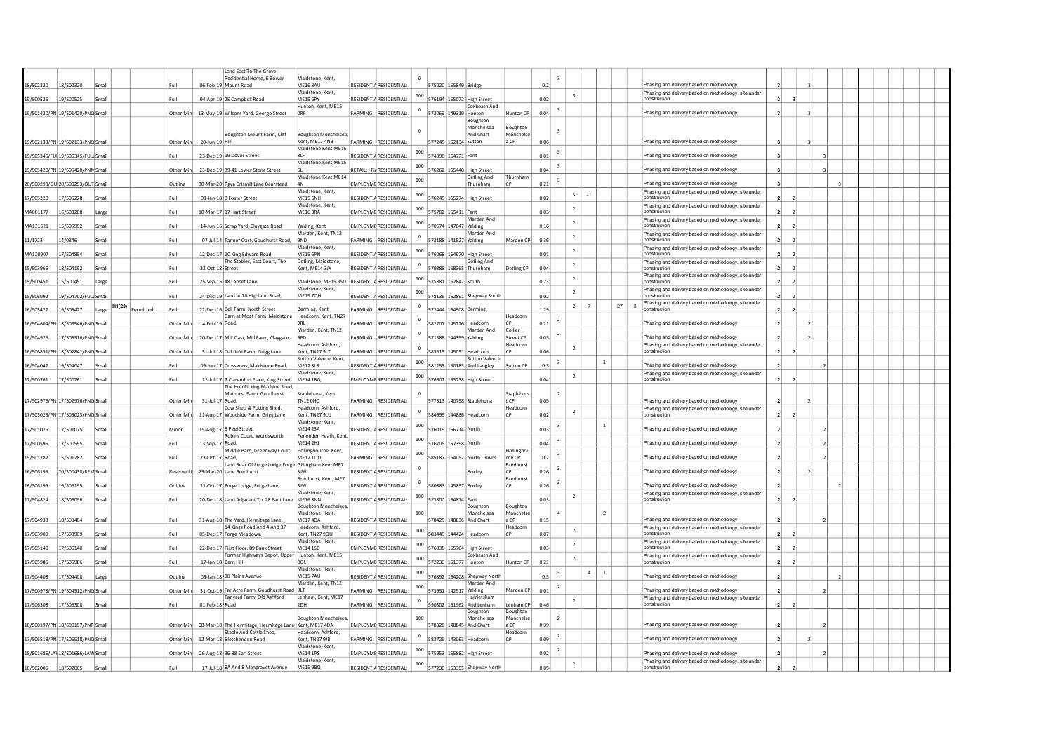| | | | | | | | | | | | | | | | | | | | | | | | | | | | | | | | |
|---|---|---|---|---|---|---|---|---|---|---|---|---|---|---|---|---|---|---|---|---|---|---|---|---|---|---|---|---|---|---|---|
| 18/502320 | 18/502320 | Small | | | Full | 06-Feb-19 | Land East To The Grove Residential Home, 6 Bower Mount Road | Maidstone, Kent, ME16 8AU | RESIDENTIA | RESIDENTIAL: | 0 | 575020 | 155849 | Bridge | | 0.2 | 3 | | | | | | | | | Phasing and delivery based on methodology | 3 | | 3 | | |
| 19/500525 | 19/500525 | Small | | | Full | 04-Apr-19 | 25 Campbell Road | Maidstone, Kent, ME15 6PY | RESIDENTIA | RESIDENTIAL: | 100 | 576194 | 155072 | High Street | | 0.02 | | 3 | | | | | | | | Phasing and delivery based on methodology, site under construction | 3 | 3 | | | |
| 19/501420/PN | 19/501420/PNQ | Small | | | Other Min | 13-May-19 | Wilsons Yard, George Street | Hunton, Kent, ME15 0RF | FARMING: | RESIDENTIAL: | 0 | 573069 | 149319 | Coxheath And Hunton | Hunton CP | 0.04 | 3 | | | | | | | | | Phasing and delivery based on methodology | 3 | | 3 | | |
| 19/502133/PN | 19/502133/PNQ | Small | | | Other Min | 20-Jun-19 | Boughton Mount Farm, Cliff Hill, | Boughton Monchelsea, Kent, ME17 4NB | FARMING: | RESIDENTIAL: | 0 | 577245 | 152134 | Boughton Monchelsea And Chart Sutton | Boughton Monchelsea CP | 0.06 | 3 | | | | | | | | | Phasing and delivery based on methodology | 3 | | 3 | | |
| 19/505345/FUL | 19/505345/FULL | Small | | | Full | 23-Dec-19 | 19 Dover Street | Maidstone Kent ME16 8LF | RESIDENTIA | RESIDENTIAL: | 100 | 574398 | 154771 | Fant | | 0.01 | 3 | | | | | | | | | Phasing and delivery based on methodology | 3 | | | 3 | |
| 19/505420/PN | 19/505420/PNM | Small | | | Other Min | 23-Dec-19 | 39-41 Lower Stone Street | Maidstone Kent ME15 6LH | RETAIL: Fir | RESIDENTIAL: | 100 | 576262 | 155448 | High Street | | 0.04 | 3 | | | | | | | | | Phasing and delivery based on methodology | 3 | | | 3 | |
| 20/500293/OU | 20/500293/OUT | Small | | | Outline | 30-Mar-20 | Rgva Crismill Lane Bearstead | Maidstone Kent ME14 4N | EMPLOYME | RESIDENTIAL: | 100 | | | Detling And Thurnham | Thurnham CP | 0.21 | 3 | | | | | | | | | Phasing and delivery based on methodology | 3 | | | | 3 |
| 17/505228 | 17/505228 | Small | | | Full | 08-Jan-18 | 8 Foster Street | Maidstone, Kent, ME15 6NH | RESIDENTIA | RESIDENTIAL: | 100 | 576245 | 155274 | High Street | | 0.02 | | 3 | -1 | | | | | | | Phasing and delivery based on methodology, site under construction | 2 | 2 | | | |
| MA081177 | 16/503208 | Large | | | Full | 10-Mar-17 | 17 Hart Street | Maidstone, Kent, ME16 8RA | EMPLOYME | RESIDENTIAL: | 100 | 575702 | 155411 | Fant | | 0.03 | | 2 | | | | | | | | Phasing and delivery based on methodology, site under construction | 2 | 2 | | | |
| MA131621 | 15/505992 | Small | | | Full | 14-Jun-16 | Scrap Yard, Claygate Road | Yalding, Kent | EMPLOYME | RESIDENTIAL: | 100 | 570574 | 147047 | Marden And Yalding | | 0.16 | | 2 | | | | | | | | Phasing and delivery based on methodology, site under construction | 2 | 2 | | | |
| 11/1723 | 14/0346 | Small | | | Full | 07-Jul-14 | Tanner Oast, Goudhurst Road, | Marden, Kent, TN12 9ND | FARMING: | RESIDENTIAL: | 0 | 573188 | 141527 | Marden And Yalding | Marden CP | 0.36 | | 2 | | | | | | | | Phasing and delivery based on methodology, site under construction | 2 | 2 | | | |
| MA120907 | 17/504854 | Small | | | Full | 12-Dec-17 | 1C King Edward Road, | Maidstone, Kent, ME15 6PN | RESIDENTIA | RESIDENTIAL: | 100 | 576068 | 154970 | High Street | | 0.01 | | 2 | | | | | | | | Phasing and delivery based on methodology, site under construction | 2 | 2 | | | |
| 15/503966 | 18/504192 | Small | | | Full | 22-Oct-18 | The Stables, East Court, The Street | Detling, Maidstone, Kent, ME14 3JX | RESIDENTIA | RESIDENTIAL: | 0 | 579388 | 158365 | Detling And Thurnham | Detling CP | 0.04 | | 2 | | | | | | | | Phasing and delivery based on methodology, site under construction | 2 | 2 | | | |
| 15/500451 | 15/500451 | Large | | | Full | 25-Sep-15 | 48 Lancet Lane | Maidstone, ME15 9SD | RESIDENTIA | RESIDENTIAL: | 100 | 575881 | 152842 | South | | 0.23 | | 2 | | | | | | | | Phasing and delivery based on methodology, site under construction | 2 | 2 | | | |
| 15/506092 | 19/504702/FULL | Small | | | Full | 24-Dec-19 | Land at 70 Highland Road, | Maidstone, Kent, ME15 7QH | RESIDENTIA | RESIDENTIAL: | 100 | 578136 | 152891 | Shepway South | | 0.02 | | 2 | | | | | | | | Phasing and delivery based on methodology, site under construction | 2 | 2 | | | |
| 16/505427 | 16/505427 | Large | H1(23) | Permitted | Full | 22-Dec-16 | Bell Farm, North Street | Barming, Kent | FARMING: | RESIDENTIAL: | 0 | 572444 | 154908 | Barming | | 1.29 | | 2 | 7 | | | | | 27 | 3 | Phasing and delivery based on methodology, site under construction | 2 | 2 | | | |
| 16/504604/PN | 18/506546/PNQ | Small | | | Other Min | 14-Feb-19 | Barn at Moat Farm, Maidstone Road, | Headcorn, Kent, TN27 9RL | FARMING: | RESIDENTIAL: | 0 | 582707 | 145226 | Headcorn | Headcorn CP | 0.21 | 2 | | | | | | | | | Phasing and delivery based on methodology | 2 | | 2 | | |
| 16/504976 | 17/505516/PNQ | Small | | | Other Min | 20-Dec-17 | Mill Oast, Mill Farm, Claygate, | Marden, Kent, TN12 9PD | FARMING: | RESIDENTIAL: | 0 | 571388 | 144399 | Marden And Yalding | Collier Street CP | 0.03 | 2 | | | | | | | | | Phasing and delivery based on methodology | 2 | | 2 | | |
| 16/506831/PN | 18/502841/PNQ | Small | | | Other Min | 31-Jul-18 | Oakfield Farm, Grigg Lane | Headcorn, Ashford, Kent, TN27 9LT | FARMING: | RESIDENTIAL: | 0 | 585515 | 145051 | Headcorn | Headcorn CP | 0.06 | | 2 | | | | | | | | Phasing and delivery based on methodology, site under construction | 2 | 2 | | | |
| 16/504047 | 16/504047 | Small | | | Full | 09-Jun-17 | Crossways, Maidstone Road, | Sutton Valence, Kent, ME17 3LR | RESIDENTIA | RESIDENTIAL: | 100 | 581253 | 150183 | Sutton Valence And Langley | Sutton CP | 0.3 | 3 | | | | 1 | | | | | Phasing and delivery based on methodology | 2 | | | 2 | |
| 17/500761 | 17/500761 | Small | | | Full | 12-Jul-17 | 7 Clarendon Place, King Street, | Maidstone, Kent, ME14 1BQ | EMPLOYME | RESIDENTIAL: | 100 | 576502 | 155738 | High Street | | 0.04 | | 2 | | | | | | | | Phasing and delivery based on methodology, site under construction | 2 | 2 | | | |
| 17/502976/PN | 17/502976/PNQ | Small | | | Other Min | 31-Jul-17 | The Hop Picking Machine Shed, Mathurst Farm, Goudhurst Road, | Staplehurst, Kent, TN12 0HQ | FARMING: | RESIDENTIAL: | 0 | 577313 | 140798 | Staplehurst | Staplehurst CP | 0.05 | 2 | | | | | | | | | Phasing and delivery based on methodology | 2 | | 2 | | |
| 17/503023/PN | 17/503023/PNQ | Small | | | Other Min | 11-Aug-17 | Cow Shed & Potting Shed, Woodside Farm, Grigg Lane, | Headcorn, Ashford, Kent, TN27 9LU | FARMING: | RESIDENTIAL: | 0 | 584695 | 144886 | Headcorn | Headcorn CP | 0.02 | | 2 | | | | | | | | Phasing and delivery based on methodology, site under construction | 2 | 2 | | | |
| 17/501075 | 17/501075 | Small | | | Minor | 15-Aug-17 | 5 Peel Street, | Maidstone, Kent, ME14 2SA | RESIDENTIA | RESIDENTIAL: | 100 | 576019 | 156714 | North | | 0.03 | 3 | | | | 1 | | | | | Phasing and delivery based on methodology | 2 | | | 2 | |
| 17/500595 | 17/500595 | Small | | | Full | 13-Sep-17 | Robins Court, Wordsworth Road, | Penenden Heath, Kent, ME14 2HJ | RESIDENTIA | RESIDENTIAL: | 100 | 576705 | 157398 | North | | 0.04 | 2 | | | | | | | | | Phasing and delivery based on methodology | 2 | | | 2 | |
| 15/501782 | 15/501782 | Small | | | Full | 23-Oct-17 | Middle Barn, Greenway Court Road, | Hollingbourne, Kent, ME17 1QD | FARMING: | RESIDENTIAL: | 100 | 585187 | 154052 | North Downs | Hollingbourne CP | 0.2 | 2 | | | | | | | | | Phasing and delivery based on methodology | 2 | | | 2 | |
| 16/506195 | 20/500438/REM | Small | | | Reserved | 23-Mar-20 | Land Rear Of Forge Lodge Forge Lane Bredhurst | Gillingham Kent ME7 3JW | RESIDENTIA | RESIDENTIAL: | 0 | | | Boxley | Bredhurst CP | 0.26 | 2 | | | | | | | | | Phasing and delivery based on methodology | 2 | | 2 | | |
| 16/506195 | 16/506195 | Small | | | Outline | 11-Oct-17 | Forge Lodge, Forge Lane, | Bredhurst, Kent, ME7 3JW | RESIDENTIA | RESIDENTIAL: | 0 | 580883 | 145897 | Boxley | Bredhurst CP | 0.26 | 2 | | | | | | | | | Phasing and delivery based on methodology | 2 | | | | 2 |
| 17/504824 | 18/505096 | Small | | | Full | 20-Dec-18 | Land Adjacent To, 28 Fant Lane | Maidstone, Kent, ME16 8NN | RESIDENTIA | RESIDENTIAL: | 100 | 573800 | 154874 | Fant | | 0.03 | | 2 | | | | | | | | Phasing and delivery based on methodology, site under construction | 2 | 2 | | | |
| 17/504933 | 18/503404 | Small | | | Full | 31-Aug-18 | The Yard, Hermitage Lane, | Boughton Monchelsea, Maidstone, Kent, ME17 4DA | RESIDENTIA | RESIDENTIAL: | 100 | 578429 | 148836 | Boughton Monchelsea And Chart | Boughton Monchelsea CP | 0.15 | 4 | | | | | 2 | | | | Phasing and delivery based on methodology | 2 | | | 2 | |
| 17/503909 | 17/503909 | Small | | | Full | 05-Dec-17 | 14 Kings Road And 4 And 37 Forge Meadows, | Headcorn, Ashford, Kent, TN27 9QU | RESIDENTIA | RESIDENTIAL: | 100 | 583445 | 144424 | Headcorn | Headcorn CP | 0.07 | | 2 | | | | | | | | Phasing and delivery based on methodology, site under construction | 2 | 2 | | | |
| 17/505140 | 17/505140 | Small | | | Full | 22-Dec-17 | First Floor, 89 Bank Street | Maidstone, Kent, ME14 1SD | EMPLOYME | RESIDENTIAL: | 100 | 576038 | 155704 | High Street | | 0.03 | | 2 | | | | | | | | Phasing and delivery based on methodology, site under construction | 2 | 2 | | | |
| 17/505986 | 17/505986 | Small | | | Full | 17-Jan-18 | Former Highways Depot, Upper Barn Hill | Hunton, Kent, ME15 0QL | EMPLOYME | RESIDENTIAL: | 100 | 572230 | 151377 | Coxheath And Hunton | Hunton CP | 0.21 | | 2 | | | | | | | | Phasing and delivery based on methodology, site under construction | 2 | 2 | | | |
| 17/504408 | 17/504408 | Large | | | Outline | 03-Jan-18 | 30 Plains Avenue | Maidstone, Kent, ME15 7AU | RESIDENTIA | RESIDENTIAL: | 100 | 576892 | 154208 | Shepway North | | 0.3 | 3 | | | 4 | 1 | | | | | Phasing and delivery based on methodology | 2 | | | | 2 |
| 17/500978/PN | 17/504512/PNQ | Small | | | Other Min | 31-Oct-17 | Far Acre Farm, Goudhurst Road | Marden, Kent, TN12 9LT | FARMING: | RESIDENTIAL: | 100 | 573951 | 142917 | Marden And Yalding | Marden CP | 0.01 | 2 | | | | | | | | | Phasing and delivery based on methodology | 2 | | | 2 | |
| 17/506308 | 17/506308 | Small | | | Full | 01-Feb-18 | Tanyard Farm, Old Ashford Road | Lenham, Kent, ME17 2DH | FARMING: | RESIDENTIAL: | 0 | 590302 | 151962 | Harrietsham And Lenham | Lenham CP | 0.46 | | 2 | | | | | | | | Phasing and delivery based on methodology, site under construction | 2 | 2 | | | |
| 18/500197/PN | 18/500197/PNP | Small | | | Other Min | 08-Mar-18 | The Hermitage, Hermitage Lane | Boughton Monchelsea, Kent, ME17 4DA | EMPLOYME | RESIDENTIAL: | 100 | 578328 | 148845 | Boughton Monchelsea And Chart | Boughton Monchelsea CP | 0.39 | 2 | | | | | | | | | Phasing and delivery based on methodology | 2 | | | 2 | |
| 17/506518/PN | 17/506518/PNQ | Small | | | Other Min | 12-Mar-18 | Stable And Cattle Shed, Bletchenden Road | Headcorn, Ashford, Kent, TN27 9JB | FARMING: | RESIDENTIAL: | 0 | 583729 | 143063 | Headcorn | Headcorn CP | 0.09 | 2 | | | | | | | | | Phasing and delivery based on methodology | 2 | | 2 | | |
| 18/501686/LA | 18/501686/LAW | Small | | | Other Min | 26-Aug-18 | 36-38 Earl Street | Maidstone, Kent, ME14 1PS | EMPLOYME | RESIDENTIAL: | 100 | 575953 | 155882 | High Street | | 0.02 | 2 | | | | | | | | | Phasing and delivery based on methodology | 2 | | | 2 | |
| 18/502005 | 18/502005 | Small | | | Full | 17-Jul-18 | 8A And 8 Mangravet Avenue | Maidstone, Kent, ME15 9BQ | RESIDENTIA | RESIDENTIAL: | 100 | 577230 | 153355 | Shepway North | | 0.05 | | 2 | | | | | | | | Phasing and delivery based on methodology, site under construction | 2 | 2 | | | |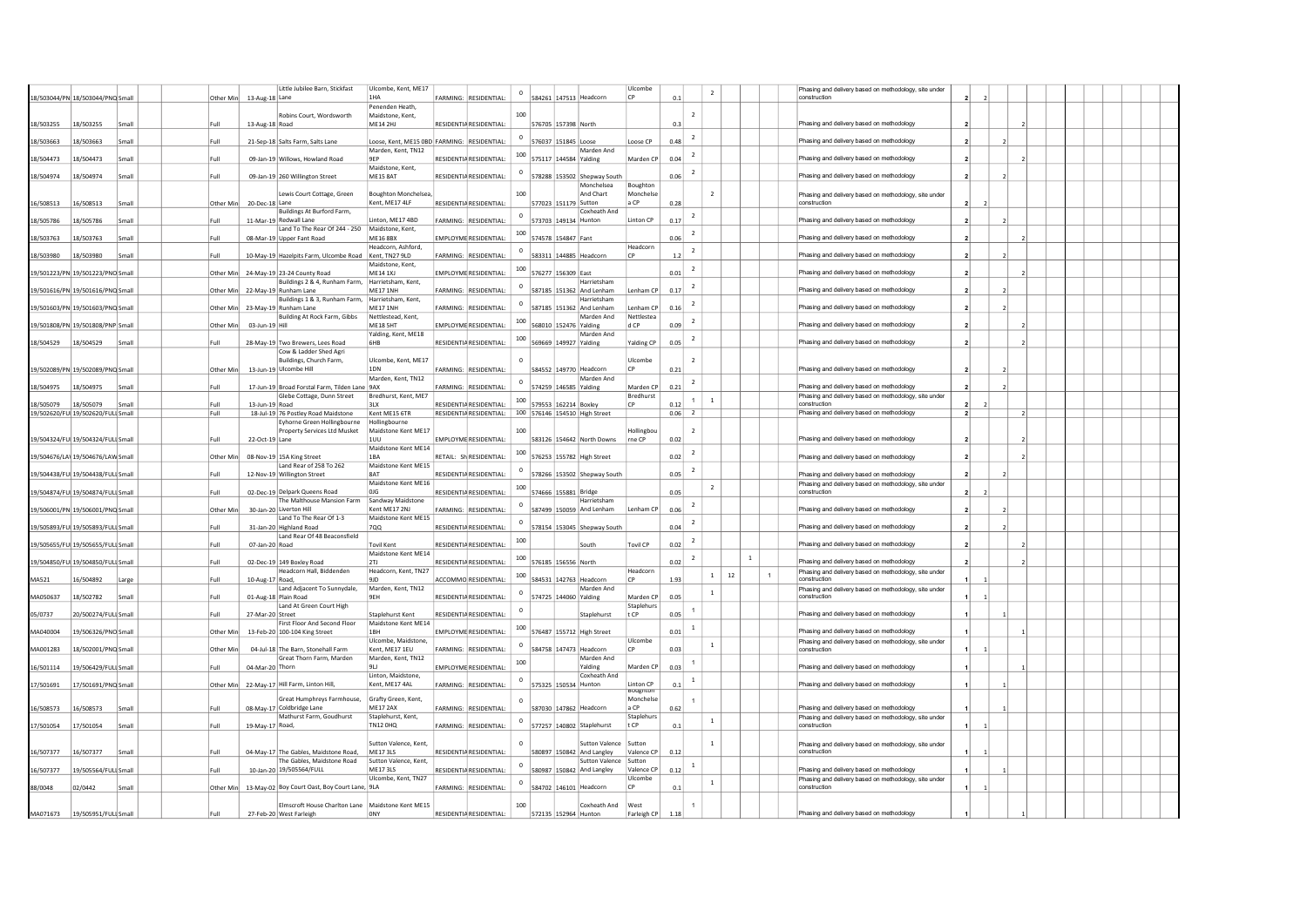| | | | | | | | | | | | | | | | | | | | | | | | | |
|---|---|---|---|---|---|---|---|---|---|---|---|---|---|---|---|---|---|---|---|---|---|---|---|---|
| 18/503044/PN | 18/503044/PNQ | Small | Other Min | 13-Aug-18 | Little Jubilee Barn, Stickfast Lane | Ulcombe, Kent, ME17 1HA | FARMING: | RESIDENTIAL: | 0 | 584261 | 147513 | Headcorn | Ulcombe CP | 0.1 | | 2 | | | | Phasing and delivery based on methodology, site under construction | 2 | 2 | | |
| 18/503255 | 18/503255 | Small | Full | 13-Aug-18 | Robins Court, Wordsworth Road | Penenden Heath, Maidstone, Kent, ME14 2HJ | RESIDENTIA | RESIDENTIAL: | 100 | 576705 | 157398 | North | | 0.3 | 2 | | | | | Phasing and delivery based on methodology | 2 | | | 2 |
| 18/503663 | 18/503663 | Small | Full | 21-Sep-18 | Salts Farm, Salts Lane | Loose, Kent, ME15 0BD | FARMING: | RESIDENTIAL: | 0 | 576037 | 151845 | Loose | Loose CP | 0.48 | 2 | | | | | Phasing and delivery based on methodology | 2 | | 2 | |
| 18/504473 | 18/504473 | Small | Full | 09-Jan-19 | Willows, Howland Road | Marden, Kent, TN12 9EP | RESIDENTIA | RESIDENTIAL: | 100 | 575117 | 144584 | Marden And Yalding | Marden CP | 0.04 | 2 | | | | | Phasing and delivery based on methodology | 2 | | | 2 |
| 18/504974 | 18/504974 | Small | Full | 09-Jan-19 | 260 Willington Street | Maidstone, Kent, ME15 8AT | RESIDENTIA | RESIDENTIAL: | 0 | 578288 | 153502 | Shepway South | | 0.06 | 2 | | | | | Phasing and delivery based on methodology | 2 | | 2 | |
| 16/508513 | 16/508513 | Small | Other Min | 20-Dec-18 | Lewis Court Cottage, Green Lane | Boughton Monchelsea, Kent, ME17 4LF | RESIDENTIA | RESIDENTIAL: | 100 | 577023 | 151179 | Monchelsea And Chart Sutton | Boughton Monchelsea CP | 0.28 | | 2 | | | | Phasing and delivery based on methodology, site under construction | 2 | 2 | | |
| 18/505786 | 18/505786 | Small | Full | 11-Mar-19 | Buildings At Burford Farm, Redwall Lane | Linton, ME17 4BD | FARMING: | RESIDENTIAL: | 0 | 573703 | 149134 | Coxheath And Hunton | Linton CP | 0.17 | 2 | | | | | Phasing and delivery based on methodology | 2 | | 2 | |
| 18/503763 | 18/503763 | Small | Full | 08-Mar-19 | Land To The Rear Of 244 - 250 Upper Fant Road | Maidstone, Kent, ME16 8BX | EMPLOYME | RESIDENTIAL: | 100 | 574578 | 154847 | Fant | | 0.06 | 2 | | | | | Phasing and delivery based on methodology | 2 | | | 2 |
| 18/503980 | 18/503980 | Small | Full | 10-May-19 | Hazelpits Farm, Ulcombe Road | Headcorn, Ashford, Kent, TN27 9LD | FARMING: | RESIDENTIAL: | 0 | 583311 | 144885 | Headcorn | Headcorn CP | 1.2 | 2 | | | | | Phasing and delivery based on methodology | 2 | | 2 | |
| 19/501223/PN | 19/501223/PNQ | Small | Other Min | 24-May-19 | 23-24 County Road | Maidstone, Kent, ME14 1XJ | EMPLOYME | RESIDENTIAL: | 100 | 576277 | 156309 | East | | 0.01 | 2 | | | | | Phasing and delivery based on methodology | 2 | | | 2 |
| 19/501616/PN | 19/501616/PNQ | Small | Other Min | 22-May-19 | Buildings 2 & 4, Runham Farm, Runham Lane | Harrietsham, Kent, ME17 1NH | FARMING: | RESIDENTIAL: | 0 | 587185 | 151362 | Harrietsham And Lenham | Lenham CP | 0.17 | 2 | | | | | Phasing and delivery based on methodology | 2 | | 2 | |
| 19/501603/PN | 19/501603/PNQ | Small | Other Min | 23-May-19 | Buildings 1 & 3, Runham Farm, Runham Lane | Harrietsham, Kent, ME17 1NH | FARMING: | RESIDENTIAL: | 0 | 587185 | 151362 | Harrietsham And Lenham | Lenham CP | 0.16 | 2 | | | | | Phasing and delivery based on methodology | 2 | | 2 | |
| 19/501808/PN | 19/501808/PNP | Small | Other Min | 03-Jun-19 | Building At Rock Farm, Gibbs Hill | Nettlestead, Kent, ME18 5HT | EMPLOYME | RESIDENTIAL: | 100 | 568010 | 152476 | Marden And Yalding | Nettlestead CP | 0.09 | 2 | | | | | Phasing and delivery based on methodology | 2 | | | 2 |
| 18/504529 | 18/504529 | Small | Full | 28-May-19 | Two Brewers, Lees Road | Yalding, Kent, ME18 6HB | RESIDENTIA | RESIDENTIAL: | 100 | 569669 | 149927 | Marden And Yalding | Yalding CP | 0.05 | 2 | | | | | Phasing and delivery based on methodology | 2 | | | 2 |
| 19/502089/PN | 19/502089/PNQ | Small | Other Min | 13-Jun-19 | Cow & Ladder Shed Agri Buildings, Church Farm, Ulcombe Hill | Ulcombe, Kent, ME17 1DN | FARMING: | RESIDENTIAL: | 0 | 584552 | 149770 | Headcorn | Ulcombe CP | 0.21 | 2 | | | | | Phasing and delivery based on methodology | 2 | | 2 | |
| 18/504975 | 18/504975 | Small | Full | 17-Jun-19 | Broad Forstal Farm, Tilden Lane | Marden, Kent, TN12 9AX | FARMING: | RESIDENTIAL: | 0 | 574259 | 146585 | Marden And Yalding | Marden CP | 0.21 | 2 | | | | | Phasing and delivery based on methodology | 2 | | 2 | |
| 18/505079 | 18/505079 | Small | Full | 13-Jun-19 | Glebe Cottage, Dunn Street Road | Bredhurst, Kent, ME7 3LX | RESIDENTIA | RESIDENTIAL: | 100 | 579553 | 162214 | Boxley | Bredhurst CP | 0.12 | 1 | 1 | | | | Phasing and delivery based on methodology, site under construction | 2 | 2 | | |
| 19/502620/FUL | 19/502620/FULL | Small | Full | 18-Jul-19 | 76 Postley Road Maidstone | Kent ME15 6TR | RESIDENTIA | RESIDENTIAL: | 100 | 576146 | 154510 | High Street | | 0.06 | 2 | | | | | Phasing and delivery based on methodology | 2 | | | 2 |
| 19/504324/FUL | 19/504324/FULL | Small | Full | 22-Oct-19 | Eyhorne Green Hollingbourne Property Services Ltd Musket Lane | Hollingbourne Maidstone Kent ME17 1UU | EMPLOYME | RESIDENTIAL: | 100 | 583126 | 154642 | North Downs | Hollingbourne CP | 0.02 | 2 | | | | | Phasing and delivery based on methodology | 2 | | | 2 |
| 19/504676/LAW | 19/504676/LAW | Small | Other Min | 08-Nov-19 | 15A King Street | Maidstone Kent ME14 1BA | RETAIL: Sh | RESIDENTIAL: | 100 | 576253 | 155782 | High Street | | 0.02 | 2 | | | | | Phasing and delivery based on methodology | 2 | | | 2 |
| 19/504438/FUL | 19/504438/FULL | Small | Full | 12-Nov-19 | Land Rear of 258 To 262 Willington Street | Maidstone Kent ME15 8AT | RESIDENTIA | RESIDENTIAL: | 0 | 578266 | 153502 | Shepway South | | 0.05 | 2 | | | | | Phasing and delivery based on methodology | 2 | | 2 | |
| 19/504874/FUL | 19/504874/FULL | Small | Full | 02-Dec-19 | Delpark Queens Road | Maidstone Kent ME16 0JG | RESIDENTIA | RESIDENTIAL: | 100 | 574666 | 155881 | Bridge | | 0.05 | | 2 | | | | Phasing and delivery based on methodology, site under construction | 2 | 2 | | |
| 19/506001/PN | 19/506001/PNQ | Small | Other Min | 30-Jan-20 | The Malthouse Mansion Farm Liverton Hill | Sandway Maidstone Kent ME17 2NJ | FARMING: | RESIDENTIAL: | 0 | 587499 | 150059 | Harrietsham And Lenham | Lenham CP | 0.06 | 2 | | | | | Phasing and delivery based on methodology | 2 | | 2 | |
| 19/505893/FUL | 19/505893/FULL | Small | Full | 31-Jan-20 | Land To The Rear Of 1-3 Highland Road | Maidstone Kent ME15 7QQ | RESIDENTIA | RESIDENTIAL: | 0 | 578154 | 153045 | Shepway South | | 0.04 | 2 | | | | | Phasing and delivery based on methodology | 2 | | 2 | |
| 19/505655/FUL | 19/505655/FULL | Small | Full | 07-Jan-20 | Land Rear Of 48 Beaconsfield Road | Tovil Kent | RESIDENTIA | RESIDENTIAL: | 100 | | | South | Tovil CP | 0.02 | 2 | | | | | Phasing and delivery based on methodology | 2 | | | 2 |
| 19/504850/FUL | 19/504850/FULL | Small | Full | 02-Dec-19 | 149 Boxley Road | Maidstone Kent ME14 2TJ | RESIDENTIA | RESIDENTIAL: | 100 | 576185 | 156556 | North | | 0.02 | 2 | | | 1 | | Phasing and delivery based on methodology | 2 | | | 2 |
| MA521 | 16/504892 | Large | Full | 10-Aug-17 | Headcorn Hall, Biddenden Road, | Headcorn, Kent, TN27 9JD | ACCOMMO | RESIDENTIAL: | 100 | 584531 | 142763 | Headcorn | Headcorn CP | 1.93 | | 1 | 12 | | 1 | Phasing and delivery based on methodology, site under construction | 1 | 1 | | |
| MA050637 | 18/502782 | Small | Full | 01-Aug-18 | Land Adjacent To Sunnydale, Plain Road | Marden, Kent, TN12 9EH | RESIDENTIA | RESIDENTIAL: | 0 | 574725 | 144060 | Marden And Yalding | Marden CP | 0.05 | | 1 | | | | Phasing and delivery based on methodology, site under construction | 1 | 1 | | |
| 05/0737 | 20/500274/FUL | Small | Full | 27-Mar-20 | Land At Green Court High Street | Staplehurst Kent | RESIDENTIA | RESIDENTIAL: | 0 | | | Staplehurst | Staplehurst CP | 0.05 | 1 | | | | | Phasing and delivery based on methodology | 1 | | 1 | |
| MA040004 | 19/506326/PNQ | Small | Other Min | 13-Feb-20 | First Floor And Second Floor 100-104 King Street | Maidstone Kent ME14 1BH | EMPLOYME | RESIDENTIAL: | 100 | 576487 | 155712 | High Street | | 0.01 | 1 | | | | | Phasing and delivery based on methodology | 1 | | | 1 |
| MA001283 | 18/502001/PNQ | Small | Other Min | 04-Jul-18 | The Barn, Stonehall Farm | Ulcombe, Maidstone, Kent, ME17 1EU | FARMING: | RESIDENTIAL: | 0 | 584758 | 147473 | Headcorn | Ulcombe CP | 0.03 | | 1 | | | | Phasing and delivery based on methodology, site under construction | 1 | 1 | | |
| 16/501114 | 19/506429/FULL | Small | Full | 04-Mar-20 | Great Thorn Farm, Marden Thorn | Marden, Kent, TN12 9LJ | EMPLOYME | RESIDENTIAL: | 100 | | | Marden And Yalding | Marden CP | 0.03 | 1 | | | | | Phasing and delivery based on methodology | 1 | | | 1 |
| 17/501691 | 17/501691/PNQ | Small | Other Min | 22-May-17 | Hill Farm, Linton Hill, | Linton, Maidstone, Kent, ME17 4AL | FARMING: | RESIDENTIAL: | 0 | 575325 | 150534 | Coxheath And Hunton | Linton CP | 0.1 | 1 | | | | | Phasing and delivery based on methodology | 1 | | 1 | |
| 16/508573 | 16/508573 | Small | Full | 08-May-17 | Great Humphreys Farmhouse, Coldbridge Lane | Grafty Green, Kent, ME17 2AX | RESIDENTIA | RESIDENTIAL: | 0 | 587030 | 147862 | Headcorn | Boughton Monchelsea CP | 0.62 | 1 | | | | | Phasing and delivery based on methodology | 1 | | 1 | |
| 17/501054 | 17/501054 | Small | Full | 19-May-17 | Mathurst Farm, Goudhurst Road, | Staplehurst, Kent, TN12 0HQ | FARMING: | RESIDENTIAL: | 0 | 577257 | 140802 | Staplehurst | Staplehurst CP | 0.1 | | 1 | | | | Phasing and delivery based on methodology, site under construction | 1 | 1 | | |
| 16/507377 | 16/507377 | Small | Full | 04-May-17 | The Gables, Maidstone Road, | Sutton Valence, Kent, ME17 3LS | RESIDENTIA | RESIDENTIAL: | 0 | 580897 | 150842 | Sutton Valence And Langley | Sutton Valence CP | 0.12 | | 1 | | | | Phasing and delivery based on methodology, site under construction | 1 | 1 | | |
| 16/507377 | 19/505564/FULL | Small | Full | 10-Jan-20 | The Gables, Maidstone Road 19/505564/FULL | Sutton Valence, Kent, ME17 3LS | RESIDENTIA | RESIDENTIAL: | 0 | 580987 | 150842 | Sutton Valence And Langley | Sutton Valence CP | 0.12 | 1 | | | | | Phasing and delivery based on methodology | 1 | | 1 | |
| 88/0048 | 02/0442 | Small | Other Min | 13-May-02 | Boy Court Oast, Boy Court Lane, | Ulcombe, Kent, TN27 9LA | FARMING: | RESIDENTIAL: | 0 | 584702 | 146101 | Headcorn | Ulcombe CP | 0.1 | | 1 | | | | Phasing and delivery based on methodology, site under construction | 1 | 1 | | |
| MA071673 | 19/505951/FULL | Small | Full | 27-Feb-20 | Elmscroft House Charlton Lane West Farleigh | Maidstone Kent ME15 0NY | RESIDENTIA | RESIDENTIAL: | 100 | 572135 | 152964 | Coxheath And Hunton | West Farleigh CP | 1.18 | 1 | | | | | Phasing and delivery based on methodology | 1 | | | 1 |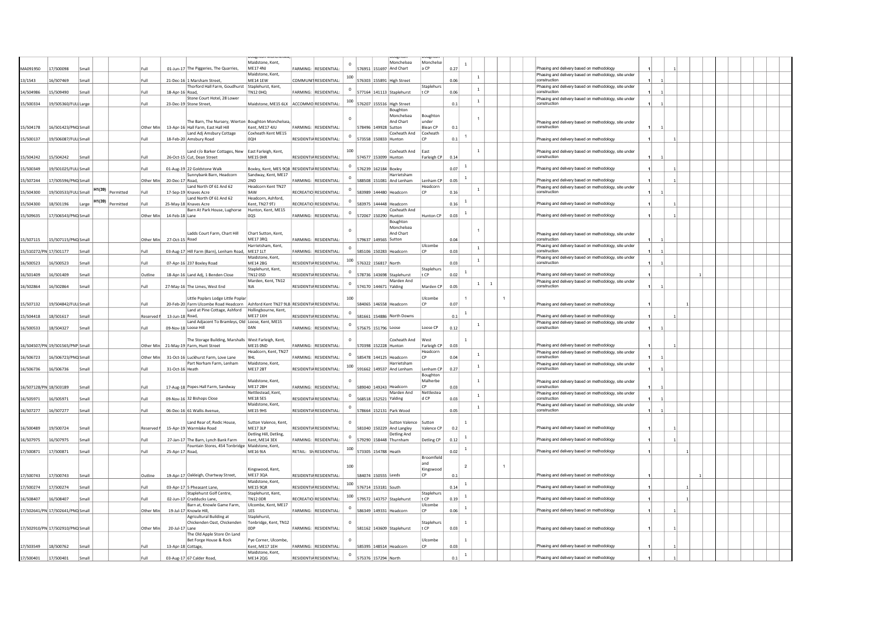| | | | | | | | | | | | | | | | | | | | | | | | | | | | |
|---|---|---|---|---|---|---|---|---|---|---|---|---|---|---|---|---|---|---|---|---|---|---|---|---|---|---|---|
| MA091950 | 17/500098 | Small | | | Full | 01-Jun-17 | The Piggeries, The Quarries, | Boughton Monchelsea, Maidstone, Kent, ME17 4NJ | FARMING: | RESIDENTIAL: | 0 | 576951 | 151697 | Boughton Monchelsea And Chart | Boughton Monchelsea CP | 0.27 | 1 | | | | Phasing and delivery based on methodology | 1 | | 1 | | | |
| 13/1543 | 16/507469 | Small | | | Full | 21-Dec-16 | 1 Marsham Street, | Maidstone, Kent, ME14 1EW | COMMUNIT | RESIDENTIAL: | 100 | 576303 | 155891 | High Street | | 0.06 | | 1 | | | Phasing and delivery based on methodology, site under construction | 1 | 1 | | | | |
| 14/504986 | 15/509490 | Small | | | Full | 18-Apr-16 | Thorford Hall Farm, Goudhurst Road, | Staplehurst, Kent, TN12 0HQ | FARMING: | RESIDENTIAL: | 0 | 577164 | 141113 | Staplehurst | Staplehurst CP | 0.06 | | 1 | | | Phasing and delivery based on methodology, site under construction | 1 | 1 | | | | |
| 15/500334 | 19/505360/FULL | Large | | | Full | 23-Dec-19 | Stone Court Hotel, 28 Lower Stone Street, | Maidstone, ME15 6LX | ACCOMMO | RESIDENTIAL: | 100 | 576207 | 155516 | High Street | | 0.1 | | 1 | | | Phasing and delivery based on methodology, site under construction | 1 | 1 | | | | |
| 15/504178 | 16/501423/PNQ | Small | | | Other Min | 13-Apr-16 | The Barn, The Nursery, Wierton Hall Farm, East Hall Hill | Boughton Monchelsea, Kent, ME17 4JU | FARMING: | RESIDENTIAL: | 0 | 578496 | 149928 | Boughton Monchelsea And Chart Sutton | Boughton under Blean CP | 0.1 | | 1 | | | Phasing and delivery based on methodology, site under construction | 1 | 1 | | | | |
| 15/500137 | 19/506087/FULL | Small | | | Full | 18-Feb-20 | Land Adj Amsbury Cottage Amsbury Road | Coxheath Kent ME15 0QH | RESIDENTIA | RESIDENTIAL: | 0 | 573558 | 150833 | Coxheath And Hunton | Coxheath CP | 0.1 | 1 | | | | Phasing and delivery based on methodology | 1 | | 1 | | | |
| 15/504242 | 15/504242 | Small | | | Full | 26-Oct-15 | Land r/o Barker Cottages, New Cut, Dean Street | East Farleigh, Kent, ME15 0HR | RESIDENTIA | RESIDENTIAL: | 100 | 574577 | 153099 | Coxheath And Hunton | East Farleigh CP | 0.14 | | 1 | | | Phasing and delivery based on methodology, site under construction | 1 | 1 | | | | |
| 15/500349 | 19/501025/FULL | Small | | | Full | 01-Aug-19 | 22 Goldstone Walk | Boxley, Kent, ME5 9QB | RESIDENTIA | RESIDENTIAL: | 0 | 576239 | 162184 | Boxley | | 0.07 | 1 | | | | Phasing and delivery based on methodology | 1 | | 1 | | | |
| 15/507244 | 17/505596/PNQ | Small | | | Other Min | 20-Dec-17 | Sunnybank Barn, Headcorn Road, | Sandway, Kent, ME17 2ND | FARMING: | RESIDENTIAL: | 0 | 588508 | 151081 | Harrietsham And Lenham | Lenham CP | 0.05 | 1 | | | | Phasing and delivery based on methodology | 1 | | 1 | | | |
| 15/504300 | 19/503533/FULL | Small | H1(39) | Permitted | Full | 17-Sep-19 | Land North Of 61 And 62 Knaves Acre | Headcorn Kent TN27 9AW | RECREATIO | RESIDENTIAL: | 0 | 583989 | 144480 | Headcorn | Headcorn CP | 0.16 | | 1 | | | Phasing and delivery based on methodology, site under construction | 1 | 1 | | | | |
| 15/504300 | 18/501196 | Large | H1(39) | Permitted | Full | 25-May-18 | Land North Of 61 And 62 Knaves Acre | Headcorn, Ashford, Kent, TN27 9TJ | RECREATIO | RESIDENTIAL: | 0 | 583975 | 144448 | Headcorn | | 0.16 | 1 | | | | Phasing and delivery based on methodology | 1 | | 1 | | | |
| 15/509635 | 17/506543/PNQ | Small | | | Other Min | 14-Feb-18 | Barn At Park House, Lughorse Lane | Hunton, Kent, ME15 0QS | FARMING: | RESIDENTIAL: | 0 | 572067 | 150290 | Coxheath And Hunton | Hunton CP | 0.03 | 1 | | | | Phasing and delivery based on methodology | 1 | | 1 | | | |
| 15/507115 | 15/507115/PNQ | Small | | | Other Min | 27-Oct-15 | Ladds Court Farm, Chart Hill Road | Chart Sutton, Kent, ME17 3RQ | FARMING: | RESIDENTIAL: | 0 | 579637 | 149565 | Boughton Monchelsea And Chart Sutton | | 0.04 | | 1 | | | Phasing and delivery based on methodology, site under construction | 1 | 1 | | | | |
| 15/510272/PN | 17/501177 | Small | | | Full | 03-Aug-17 | Hill Farm (Barn), Lenham Road, | Harrietsham, Kent, ME17 1LT | FARMING: | RESIDENTIAL: | 0 | 585106 | 150283 | Headcorn | Ulcombe CP | 0.03 | | 1 | | | Phasing and delivery based on methodology, site under construction | 1 | 1 | | | | |
| 16/500523 | 16/500523 | Small | | | Full | 07-Apr-16 | 237 Boxley Road | Maidstone, Kent, ME14 2BG | RESIDENTIA | RESIDENTIAL: | 100 | 576322 | 156817 | North | | 0.03 | | 1 | | | Phasing and delivery based on methodology, site under construction | 1 | 1 | | | | |
| 16/501409 | 16/501409 | Small | | | Outline | 18-Apr-16 | Land Adj, 1 Benden Close | Staplehurst, Kent, TN12 0SD | RESIDENTIA | RESIDENTIAL: | 0 | 578736 | 143698 | Staplehurst | Staplehurst CP | 0.02 | 1 | | | | Phasing and delivery based on methodology | 1 | | | | | 1 |
| 16/502864 | 16/502864 | Small | | | Full | 27-May-16 | The Limes, West End | Marden, Kent, TN12 9JA | RESIDENTIA | RESIDENTIAL: | 0 | 574170 | 144671 | Marden And Yalding | Marden CP | 0.05 | | 1 | 1 | | Phasing and delivery based on methodology, site under construction | 1 | 1 | | | | |
| 15/507132 | 19/504842/FULL | Small | | | Full | 20-Feb-20 | Little Poplars Lodge Little Poplar Farm Ulcombe Road Headcorn | Ashford Kent TN27 9LB | RESIDENTIA | RESIDENTIAL: | 100 | 584065 | 146558 | Headcorn | Ulcombe CP | 0.07 | 1 | | | 1 | Phasing and delivery based on methodology | 1 | | | | 1 | |
| 15/504418 | 18/501617 | Small | | | Reserved M | 13-Jun-18 | Land at Pine Cottage, Ashford Road, | Hollingbourne, Kent, ME17 1XH | RESIDENTIA | RESIDENTIAL: | 0 | 581661 | 154886 | North Downs | | 0.1 | 1 | | | | Phasing and delivery based on methodology | 1 | | 1 | | | |
| 16/500533 | 18/504327 | Small | | | Full | 09-Nov-18 | Land Adjacent To Bramleys, Old Loose Hill | Loose, Kent, ME15 0AN | FARMING: | RESIDENTIAL: | 0 | 575675 | 151796 | Loose | Loose CP | 0.12 | | 1 | | | Phasing and delivery based on methodology, site under construction | 1 | 1 | | | | |
| 16/504507/PN | 19/501565/PNP | Small | | | Other Min | 21-May-19 | The Storage Building, Marshalls Farm, Hunt Street | West Farleigh, Kent, ME15 0ND | FARMING: | RESIDENTIAL: | 0 | 570398 | 152228 | Coxheath And Hunton | West Farleigh CP | 0.03 | 1 | | | | Phasing and delivery based on methodology | 1 | | 1 | | | |
| 16/506723 | 16/506723/PNQ | Small | | | Other Min | 31-Oct-16 | Luckhurst Farm, Love Lane | Headcorn, Kent, TN27 9HL | FARMING: | RESIDENTIAL: | 0 | 585478 | 144125 | Headcorn | Headcorn CP | 0.04 | | 1 | | | Phasing and delivery based on methodology, site under construction | 1 | 1 | | | | |
| 16/506736 | 16/506736 | Small | | | Full | 31-Oct-16 | Part Norham Farm, Lenham Heath | Maidstone, Kent, ME17 2BT | RESIDENTIA | RESIDENTIAL: | 100 | 591662 | 149537 | Harrietsham And Lenham | Lenham CP | 0.27 | | 1 | | | Phasing and delivery based on methodology, site under construction | 1 | 1 | | | | |
| 16/507128/PN | 18/503189 | Small | | | Full | 17-Aug-18 | Popes Hall Farm, Sandway | Maidstone, Kent, ME17 2BH | FARMING: | RESIDENTIAL: | 0 | 589040 | 149243 | Headcorn | Boughton Malherbe CP | 0.03 | | 1 | | | Phasing and delivery based on methodology, site under construction | 1 | 1 | | | | |
| 16/505971 | 16/505971 | Small | | | Full | 09-Nov-16 | 32 Bishops Close | Nettlestead, Kent, ME18 5ES | RESIDENTIA | RESIDENTIAL: | 0 | 568518 | 152521 | Marden And Yalding | Nettlestead CP | 0.03 | | 1 | | | Phasing and delivery based on methodology, site under construction | 1 | 1 | | | | |
| 16/507277 | 16/507277 | Small | | | Full | 06-Dec-16 | 61 Wallis Avenue, | Maidstone, Kent, ME15 9HS | RESIDENTIA | RESIDENTIAL: | 0 | 578664 | 152131 | Park Wood | | 0.05 | | 1 | | | Phasing and delivery based on methodology, site under construction | 1 | 1 | | | | |
| 16/500489 | 19/500724 | Small | | | Reserved M | 15-Apr-19 | Land Rear of, Redic House, Warmlake Road | Sutton Valence, Kent, ME17 3LP | RESIDENTIA | RESIDENTIAL: | 0 | 581040 | 150229 | Sutton Valence And Langley | Sutton Valence CP | 0.2 | 1 | | | | Phasing and delivery based on methodology | 1 | | 1 | | | |
| 16/507975 | 16/507975 | Small | | | Full | 27-Jan-17 | The Barn, Lynch Bank Farm | Detling Hill, Detling, Kent, ME14 3EX | FARMING: | RESIDENTIAL: | 0 | 579290 | 158448 | Detling And Thurnham | Detling CP | 0.12 | 1 | | | | Phasing and delivery based on methodology | 1 | | 1 | | | |
| 17/500871 | 17/500871 | Small | | | Full | 25-Apr-17 | Fountain Stores, 454 Tonbridge Road, | Maidstone, Kent, ME16 9JA | RETAIL: Sh | RESIDENTIAL: | 100 | 573305 | 154788 | Heath | | 0.02 | 1 | | | | Phasing and delivery based on methodology | 1 | | | 1 | | |
| 17/500743 | 17/500743 | Small | | | Outline | 19-Apr-17 | Oakleigh, Chartway Street, | Kingswood, Kent, ME17 3QA | RESIDENTIA | RESIDENTIAL: | 100 | 584074 | 150555 | Leeds | Broomfield and Kingswood CP | 0.1 | 2 | | | 1 | Phasing and delivery based on methodology | 1 | | | | | 1 |
| 17/500274 | 17/500274 | Small | | | Full | 03-Apr-17 | 5 Pheasant Lane, | Maidstone, Kent, ME15 9QR | RESIDENTIA | RESIDENTIAL: | 100 | 576714 | 153181 | South | | 0.14 | 1 | | | | Phasing and delivery based on methodology | 1 | | | 1 | | |
| 16/508407 | 16/508407 | Small | | | Full | 02-Jun-17 | Staplehurst Golf Centre, Cradducks Lane, | Staplehurst, Kent, TN12 0DR | RECREATIO | RESIDENTIAL: | 100 | 579572 | 143757 | Staplehurst | Staplehurst CP | 0.19 | 1 | | | | Phasing and delivery based on methodology | 1 | | | 1 | | |
| 17/502641/PN | 17/502641/PNQ | Small | | | Other Min | 19-Jul-17 | Barn at, Knowle Game Farm, Knowle Hill, | Ulcombe, Kent, ME17 1ES | FARMING: | RESIDENTIAL: | 0 | 586349 | 149331 | Headcorn | Ulcombe CP | 0.06 | 1 | | | | Phasing and delivery based on methodology | 1 | | 1 | | | |
| 17/502910/PN | 17/502910/PNQ | Small | | | Other Min | 20-Jul-17 | Agricultural Building at Chickenden Oast, Chickenden Lane | Staplehurst, Tonbridge, Kent, TN12 0DP | FARMING: | RESIDENTIAL: | 0 | 581162 | 143609 | Staplehurst | Staplehurst CP | 0.03 | 1 | | | | Phasing and delivery based on methodology | 1 | | 1 | | | |
| 17/503549 | 18/500762 | Small | | | Full | 13-Apr-18 | The Old Apple Store On Land Bet Forge House & Rock Cottage, | Pye Corner, Ulcombe, Kent, ME17 1EH | FARMING: | RESIDENTIAL: | 0 | 585395 | 148514 | Headcorn | Ulcombe CP | 0.03 | 1 | | | | Phasing and delivery based on methodology | 1 | | 1 | | | |
| 17/500401 | 17/500401 | Small | | | Full | 03-Aug-17 | 67 Calder Road, | Maidstone, Kent, ME14 2QG | RESIDENTIA | RESIDENTIAL: | 0 | 575376 | 157294 | North | | 0.1 | 1 | | | | Phasing and delivery based on methodology | 1 | | 1 | | | |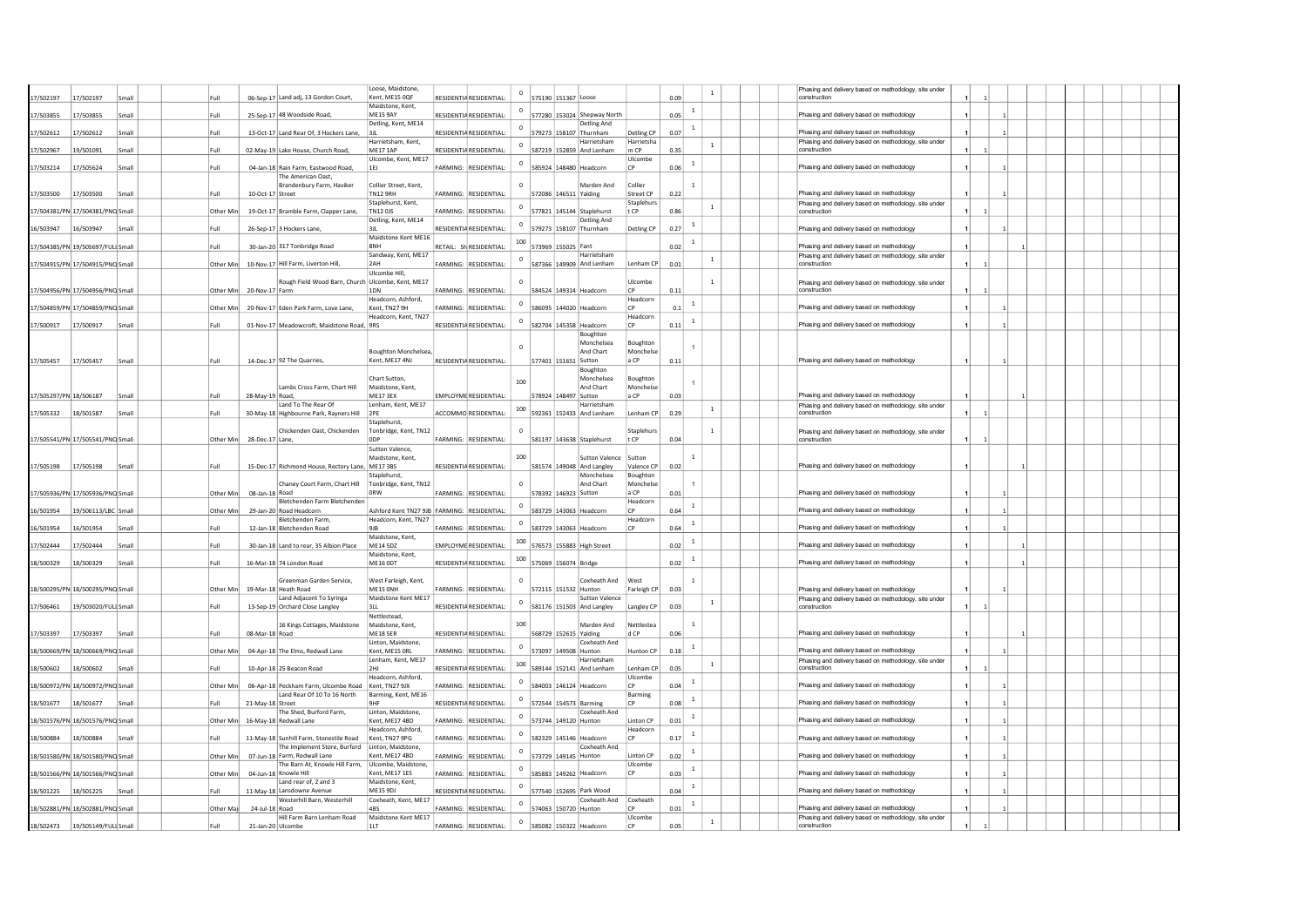| | | | | | | | | | | | | | | | | | | | | |
|---|---|---|---|---|---|---|---|---|---|---|---|---|---|---|---|---|---|---|---|---|
| 17/502197 | 17/502197 | Small | Full | 06-Sep-17 | Land adj, 13 Gordon Court, | Loose, Maidstone, Kent, ME15 0QF | RESIDENTIA | RESIDENTIAL: | 0 | 575190 | 151367 | Loose | | 0.09 | | 1 | Phasing and delivery based on methodology, site under construction | 1 | 1 | | |
| 17/503855 | 17/503855 | Small | Full | 25-Sep-17 | 48 Woodside Road, | Maidstone, Kent, ME15 9AY | RESIDENTIA | RESIDENTIAL: | 0 | 577280 | 153024 | Shepway North | | 0.05 | 1 | | Phasing and delivery based on methodology | 1 | | 1 | |
| 17/502612 | 17/502612 | Small | Full | 13-Oct-17 | Land Rear Of, 3 Hockers Lane, | Detling, Kent, ME14 3JL | RESIDENTIA | RESIDENTIAL: | 0 | 579273 | 158107 | Detling And Thurnham | Detling CP | 0.07 | 1 | | Phasing and delivery based on methodology | 1 | | 1 | |
| 17/502967 | 19/501091 | Small | Full | 02-May-19 | Lake House, Church Road, | Harrietsham, Kent, ME17 1AP | RESIDENTIA | RESIDENTIAL: | 0 | 587219 | 152859 | Harrietsham And Lenham | Harrietsham CP | 0.35 | | 1 | Phasing and delivery based on methodology, site under construction | 1 | 1 | | |
| 17/503214 | 17/505624 | Small | Full | 04-Jan-18 | Rain Farm, Eastwood Road, | Ulcombe, Kent, ME17 1EJ | FARMING: | RESIDENTIAL: | 0 | 585924 | 148480 | Headcorn | Ulcombe CP | 0.06 | 1 | | Phasing and delivery based on methodology | 1 | | 1 | |
| 17/503500 | 17/503500 | Small | Full | 10-Oct-17 | The American Oast, Brandenbury Farm, Haviker Street | Collier Street, Kent, TN12 9RH | FARMING: | RESIDENTIAL: | 0 | 572086 | 146511 | Marden And Yalding | Collier Street CP | 0.22 | 1 | | Phasing and delivery based on methodology | 1 | | 1 | |
| 17/504381/PN | 17/504381/PNQ | Small | Other Min | 19-Oct-17 | Bramble Farm, Clapper Lane, | Staplehurst, Kent, TN12 0JS | FARMING: | RESIDENTIAL: | 0 | 577821 | 145144 | Staplehurst | Staplehurst CP | 0.86 | | 1 | Phasing and delivery based on methodology, site under construction | 1 | 1 | | |
| 16/503947 | 16/503947 | Small | Full | 26-Sep-17 | 3 Hockers Lane, | Detling, Kent, ME14 3JL | RESIDENTIA | RESIDENTIAL: | 0 | 579273 | 158107 | Detling And Thurnham | Detling CP | 0.27 | 1 | | Phasing and delivery based on methodology | 1 | | 1 | |
| 17/504385/PN | 19/505697/FULL | Small | Full | 30-Jan-20 | 317 Tonbridge Road | Maidstone Kent ME16 8NH | RETAIL: Sh | RESIDENTIAL: | 100 | 573969 | 155025 | Fant | | 0.02 | 1 | | Phasing and delivery based on methodology | 1 | | | 1 |
| 17/504915/PN | 17/504915/PNQ | Small | Other Min | 10-Nov-17 | Hill Farm, Liverton Hill, | Sandway, Kent, ME17 2AH | FARMING: | RESIDENTIAL: | 0 | 587366 | 149909 | Harrietsham And Lenham | Lenham CP | 0.01 | | 1 | Phasing and delivery based on methodology, site under construction | 1 | 1 | | |
| 17/504956/PN | 17/504956/PNQ | Small | Other Min | 20-Nov-17 | Rough Field Wood Barn, Church Farm | Ulcombe Hill, Ulcombe, Kent, ME17 1DN | FARMING: | RESIDENTIAL: | 0 | 584524 | 149314 | Headcorn | Ulcombe CP | 0.11 | | 1 | Phasing and delivery based on methodology, site under construction | 1 | 1 | | |
| 17/504859/PN | 17/504859/PNQ | Small | Other Min | 20-Nov-17 | Eden Park Farm, Love Lane, | Headcorn, Ashford, Kent, TN27 9H | FARMING: | RESIDENTIAL: | 0 | 586095 | 144020 | Headcorn | Headcorn CP | 0.1 | 1 | | Phasing and delivery based on methodology | 1 | | 1 | |
| 17/500917 | 17/500917 | Small | Full | 01-Nov-17 | Meadowcroft, Maidstone Road, | Headcorn, Kent, TN27 9RS | RESIDENTIA | RESIDENTIAL: | 0 | 582704 | 145358 | Headcorn | Headcorn CP | 0.11 | 1 | | Phasing and delivery based on methodology | 1 | | 1 | |
| 17/505457 | 17/505457 | Small | Full | 14-Dec-17 | 92 The Quarries, | Boughton Monchelsea, Kent, ME17 4NJ | RESIDENTIA | RESIDENTIAL: | 0 | 577401 | 151651 | Boughton Monchelsea And Chart Sutton | Boughton Monchelsea CP | 0.11 | 1 | | Phasing and delivery based on methodology | 1 | | 1 | |
| 17/505297/PN | 18/506187 | Small | Full | 28-May-19 | Lambs Cross Farm, Chart Hill Road, | Chart Sutton, Maidstone, Kent, ME17 3EX | EMPLOYME | RESIDENTIAL: | 100 | 578924 | 148497 | Boughton Monchelsea And Chart Sutton | Boughton Monchelsea CP | 0.03 | 1 | | Phasing and delivery based on methodology | 1 | | | 1 |
| 17/505332 | 18/501587 | Small | Full | 30-May-18 | Land To The Rear Of Highbourne Park, Rayners Hill | Lenham, Kent, ME17 2PE | ACCOMMO | RESIDENTIAL: | 100 | 592361 | 152433 | Harrietsham And Lenham | Lenham CP | 0.29 | | 1 | Phasing and delivery based on methodology, site under construction | 1 | 1 | | |
| 17/505541/PN | 17/505541/PNQ | Small | Other Min | 28-Dec-17 | Chickenden Oast, Chickenden Lane, | Staplehurst, Tonbridge, Kent, TN12 0DP | FARMING: | RESIDENTIAL: | 0 | 581197 | 143638 | Staplehurst | Staplehurst CP | 0.04 | | 1 | Phasing and delivery based on methodology, site under construction | 1 | 1 | | |
| 17/505198 | 17/505198 | Small | Full | 15-Dec-17 | Richmond House, Rectory Lane, | Sutton Valence, Maidstone, Kent, ME17 3BS | RESIDENTIA | RESIDENTIAL: | 100 | 581574 | 149048 | Sutton Valence And Langley | Sutton Valence CP | 0.02 | 1 | | Phasing and delivery based on methodology | 1 | | | 1 |
| 17/505936/PN | 17/505936/PNQ | Small | Other Min | 08-Jan-18 | Chaney Court Farm, Chart Hill Road | Staplehurst, Tonbridge, Kent, TN12 0RW | FARMING: | RESIDENTIAL: | 0 | 578392 | 146923 | Boughton Monchelsea And Chart Sutton | Boughton Monchelsea CP | 0.01 | 1 | | Phasing and delivery based on methodology | 1 | | 1 | |
| 16/501954 | 19/506113/LBC | Small | Other Min | 29-Jan-20 | Bletchenden Farm Bletchenden Road Headcorn | Ashford Kent TN27 9JB | FARMING: | RESIDENTIAL: | 0 | 583729 | 143063 | Headcorn | Headcorn CP | 0.64 | 1 | | Phasing and delivery based on methodology | 1 | | 1 | |
| 16/501954 | 16/501954 | Small | Full | 12-Jan-18 | Bletchenden Farm, Bletchenden Road | Headcorn, Kent, TN27 9JB | FARMING: | RESIDENTIAL: | 0 | 583729 | 143063 | Headcorn | Headcorn CP | 0.64 | 1 | | Phasing and delivery based on methodology | 1 | | 1 | |
| 17/502444 | 17/502444 | Small | Full | 30-Jan-18 | Land to rear, 35 Albion Place | Maidstone, Kent, ME14 5DZ | EMPLOYME | RESIDENTIAL: | 100 | 576573 | 155883 | High Street | | 0.02 | 1 | | Phasing and delivery based on methodology | 1 | | | 1 |
| 18/500329 | 18/500329 | Small | Full | 16-Mar-18 | 74 London Road | Maidstone, Kent, ME16 0DT | RESIDENTIA | RESIDENTIAL: | 100 | 575069 | 156074 | Bridge | | 0.02 | 1 | | Phasing and delivery based on methodology | 1 | | | 1 |
| 18/500295/PN | 18/500295/PNQ | Small | Other Min | 19-Mar-18 | Greenman Garden Service, Heath Road | West Farleigh, Kent, ME15 0NH | FARMING: | RESIDENTIAL: | 0 | 572115 | 151532 | Coxheath And Hunton | West Farleigh CP | 0.03 | 1 | | Phasing and delivery based on methodology | 1 | | 1 | |
| 17/506461 | 19/503020/FULL | Small | Full | 13-Sep-19 | Land Adjacent To Syringa Orchard Close Langley | Maidstone Kent ME17 3LL | RESIDENTIA | RESIDENTIAL: | 0 | 581176 | 151503 | Sutton Valence And Langley | Langley CP | 0.03 | | 1 | Phasing and delivery based on methodology, site under construction | 1 | 1 | | |
| 17/503397 | 17/503397 | Small | Full | 08-Mar-18 | 16 Kings Cottages, Maidstone Road | Nettlestead, Maidstone, Kent, ME18 5ER | RESIDENTIA | RESIDENTIAL: | 100 | 568729 | 152615 | Marden And Yalding | Nettlestead CP | 0.06 | 1 | | Phasing and delivery based on methodology | 1 | | | 1 |
| 18/500669/PN | 18/500669/PNQ | Small | Other Min | 04-Apr-18 | The Elms, Redwall Lane | Linton, Maidstone, Kent, ME15 0RL | FARMING: | RESIDENTIAL: | 0 | 573097 | 149508 | Coxheath And Hunton | Hunton CP | 0.18 | 1 | | Phasing and delivery based on methodology | 1 | | 1 | |
| 18/500602 | 18/500602 | Small | Full | 10-Apr-18 | 25 Beacon Road | Lenham, Kent, ME17 2HJ | RESIDENTIA | RESIDENTIAL: | 100 | 589144 | 152141 | Harrietsham And Lenham | Lenham CP | 0.05 | | 1 | Phasing and delivery based on methodology, site under construction | 1 | 1 | | |
| 18/500972/PN | 18/500972/PNQ | Small | Other Min | 06-Apr-18 | Peckham Farm, Ulcombe Road | Headcorn, Ashford, Kent, TN27 9JX | FARMING: | RESIDENTIAL: | 0 | 584003 | 146124 | Headcorn | Ulcombe CP | 0.04 | 1 | | Phasing and delivery based on methodology | 1 | | 1 | |
| 18/501677 | 18/501677 | Small | Full | 21-May-18 | Land Rear Of 10 To 16 North Street | Barming, Kent, ME16 9HF | RESIDENTIA | RESIDENTIAL: | 0 | 572544 | 154573 | Barming | Barming CP | 0.08 | 1 | | Phasing and delivery based on methodology | 1 | | 1 | |
| 18/501576/PN | 18/501576/PNQ | Small | Other Min | 16-May-18 | The Shed, Burford Farm, Redwall Lane | Linton, Maidstone, Kent, ME17 4BD | FARMING: | RESIDENTIAL: | 0 | 573744 | 149120 | Coxheath And Hunton | Linton CP | 0.01 | 1 | | Phasing and delivery based on methodology | 1 | | 1 | |
| 18/500884 | 18/500884 | Small | Full | 11-May-18 | Sunhill Farm, Stonestile Road | Headcorn, Ashford, Kent, TN27 9PG | FARMING: | RESIDENTIAL: | 0 | 582329 | 145146 | Headcorn | Headcorn CP | 0.17 | 1 | | Phasing and delivery based on methodology | 1 | | 1 | |
| 18/501580/PN | 18/501580/PNQ | Small | Other Min | 07-Jun-18 | The Implement Store, Burford Farm, Redwall Lane | Linton, Maidstone, Kent, ME17 4BD | FARMING: | RESIDENTIAL: | 0 | 573729 | 149145 | Coxheath And Hunton | Linton CP | 0.02 | 1 | | Phasing and delivery based on methodology | 1 | | 1 | |
| 18/501566/PN | 18/501566/PNQ | Small | Other Min | 04-Jun-18 | The Barn At, Knowle Hill Farm, Knowle Hill | Ulcombe, Maidstone, Kent, ME17 1ES | FARMING: | RESIDENTIAL: | 0 | 585883 | 149262 | Headcorn | Ulcombe CP | 0.03 | 1 | | Phasing and delivery based on methodology | 1 | | 1 | |
| 18/501225 | 18/501225 | Small | Full | 11-May-18 | Land rear of, 2 and 3 Lansdowne Avenue | Maidstone, Kent, ME15 9DJ | RESIDENTIA | RESIDENTIAL: | 0 | 577540 | 152695 | Park Wood | | 0.04 | 1 | | Phasing and delivery based on methodology | 1 | | 1 | |
| 18/502881/PN | 18/502881/PNQ | Small | Other Maj | 24-Jul-18 | Westerhill Barn, Westerhill Road | Coxheath, Kent, ME17 4BS | FARMING: | RESIDENTIAL: | 0 | 574063 | 150720 | Coxheath And Hunton | Coxheath CP | 0.01 | 1 | | Phasing and delivery based on methodology | 1 | | 1 | |
| 18/502473 | 19/505149/FULL | Small | Full | 21-Jan-20 | Hill Farm Barn Lenham Road Ulcombe | Maidstone Kent ME17 1LT | FARMING: | RESIDENTIAL: | 0 | 585082 | 150322 | Headcorn | Ulcombe CP | 0.05 | | 1 | Phasing and delivery based on methodology, site under construction | 1 | 1 | | |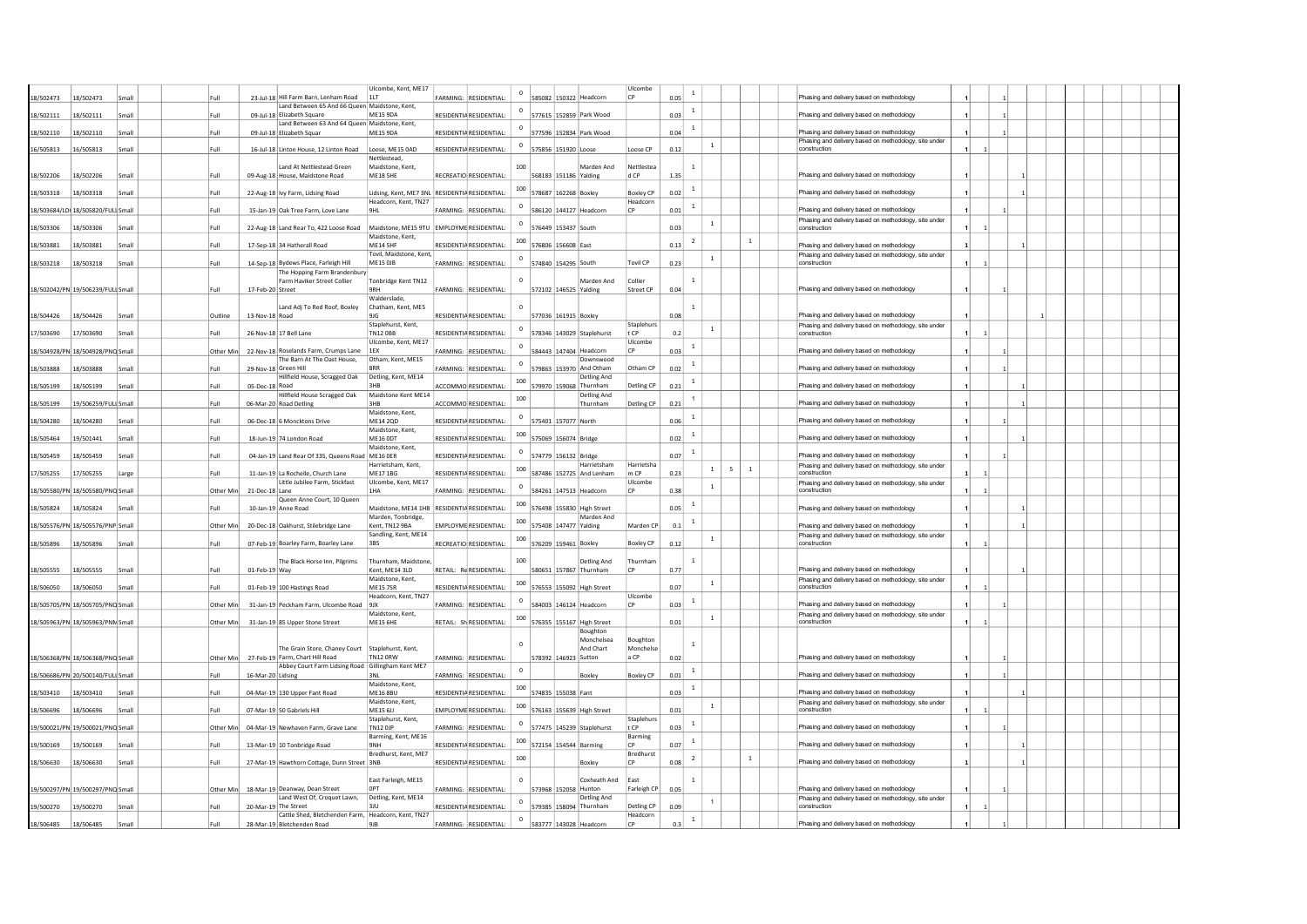| | | | | | | | | | | | | | | | | | | | | | | | | |
|---|---|---|---|---|---|---|---|---|---|---|---|---|---|---|---|---|---|---|---|---|---|---|---|---|
| 18/502473 | 18/502473 | Small | Full | 23-Jul-18 | Hill Farm Barn, Lenham Road | Ulcombe, Kent, ME17 1LT | FARMING: RESIDENTIAL: | 0 | 585082 | 150322 | Headcorn | Ulcombe CP | 0.05 | 1 | | | | Phasing and delivery based on methodology | 1 | | 1 | | | |
| 18/502111 | 18/502111 | Small | Full | 09-Jul-18 | Land Between 65 And 66 Queen Elizabeth Square | Maidstone, Kent, ME15 9DA | RESIDENTIA RESIDENTIAL: | 0 | 577615 | 152859 | Park Wood | | 0.03 | 1 | | | | Phasing and delivery based on methodology | 1 | | 1 | | | |
| 18/502110 | 18/502110 | Small | Full | 09-Jul-18 | Land Between 63 And 64 Queen Elizabeth Squar | Maidstone, Kent, ME15 9DA | RESIDENTIA RESIDENTIAL: | 0 | 577596 | 152834 | Park Wood | | 0.04 | 1 | | | | Phasing and delivery based on methodology | 1 | | 1 | | | |
| 16/505813 | 16/505813 | Small | Full | 16-Jul-18 | Linton House, 12 Linton Road | Loose, ME15 0AD | RESIDENTIA RESIDENTIAL: | 0 | 575856 | 151920 | Loose | Loose CP | 0.12 | | 1 | | | Phasing and delivery based on methodology, site under construction | 1 | 1 | | | | |
| 18/502206 | 18/502206 | Small | Full | 09-Aug-18 | Land At Nettlestead Green House, Maidstone Road | Nettlestead, Maidstone, Kent, ME18 5HE | RECREATIO RESIDENTIAL: | 100 | 568183 | 151186 | Marden And Yalding | Nettlestead CP | 1.35 | 1 | | | | Phasing and delivery based on methodology | 1 | | | 1 | | |
| 18/503318 | 18/503318 | Small | Full | 22-Aug-18 | Ivy Farm, Lidsing Road | Lidsing, Kent, ME7 3NL | RESIDENTIA RESIDENTIAL: | 100 | 578687 | 162268 | Boxley | Boxley CP | 0.02 | 1 | | | | Phasing and delivery based on methodology | 1 | | | 1 | | |
| 18/503684/LDI | 18/505820/FULL | Small | Full | 15-Jan-19 | Oak Tree Farm, Love Lane | Headcorn, Kent, TN27 9HL | FARMING: RESIDENTIAL: | 0 | 586120 | 144127 | Headcorn | Headcorn CP | 0.01 | 1 | | | | Phasing and delivery based on methodology | 1 | | 1 | | | |
| 18/503306 | 18/503306 | Small | Full | 22-Aug-18 | Land Rear To, 422 Loose Road | Maidstone, ME15 9TU | EMPLOYME RESIDENTIAL: | 0 | 576449 | 153437 | South | | 0.03 | | 1 | | | Phasing and delivery based on methodology, site under construction | 1 | 1 | | | | |
| 18/503881 | 18/503881 | Small | Full | 17-Sep-18 | 34 Hatherall Road | Maidstone, Kent, ME14 5HF | RESIDENTIA RESIDENTIAL: | 100 | 576806 | 156608 | East | | 0.13 | 2 | | | 1 | Phasing and delivery based on methodology | 1 | | | 1 | | |
| 18/503218 | 18/503218 | Small | Full | 14-Sep-18 | Bydews Place, Farleigh Hill | Tovil, Maidstone, Kent, ME15 0JB | FARMING: RESIDENTIAL: | 0 | 574840 | 154295 | South | Tovil CP | 0.23 | | 1 | | | Phasing and delivery based on methodology, site under construction | 1 | 1 | | | | |
| 18/502042/PN | 19/506239/FULL | Small | Full | 17-Feb-20 | The Hopping Farm Brandenbury Farm Hawker Street Collier Street | Tonbridge Kent TN12 9RH | FARMING: RESIDENTIAL: | 0 | 572102 | 146525 | Marden And Yalding | Collier Street CP | 0.04 | 1 | | | | Phasing and delivery based on methodology | 1 | | 1 | | | |
| 18/504426 | 18/504426 | Small | Outline | 13-Nov-18 | Land Adj To Red Roof, Boxley Road | Walderslade, Chatham, Kent, ME5 9JG | RESIDENTIA RESIDENTIAL: | 0 | 577036 | 161915 | Boxley | | 0.08 | 1 | | | | Phasing and delivery based on methodology | 1 | | | | | 1 |
| 17/503690 | 17/503690 | Small | Full | 26-Nov-18 | 17 Bell Lane | Staplehurst, Kent, TN12 0BB | RESIDENTIA RESIDENTIAL: | 0 | 578346 | 143029 | Staplehurst | Staplehurst CP | 0.2 | | 1 | | | Phasing and delivery based on methodology, site under construction | 1 | 1 | | | | |
| 18/504928/PN | 18/504928/PNQ | Small | Other Min | 22-Nov-18 | Roselands Farm, Crumps Lane | Ulcombe, Kent, ME17 1EX | FARMING: RESIDENTIAL: | 0 | 584443 | 147404 | Headcorn | Ulcombe CP | 0.03 | 1 | | | | Phasing and delivery based on methodology | 1 | | 1 | | | |
| 18/503888 | 18/503888 | Small | Full | 29-Nov-18 | The Barn At The Oast House, Green Hill | Otham, Kent, ME15 8RR | FARMING: RESIDENTIAL: | 0 | 579863 | 153970 | Downswood And Otham | Otham CP | 0.02 | 1 | | | | Phasing and delivery based on methodology | 1 | | 1 | | | |
| 18/505199 | 18/505199 | Small | Full | 05-Dec-18 | Hillfield House, Scragged Oak Road | Detling, Kent, ME14 3HB | ACCOMMO RESIDENTIAL: | 100 | 579970 | 159068 | Detling And Thurnham | Detling CP | 0.21 | 1 | | | | Phasing and delivery based on methodology | 1 | | | 1 | | |
| 18/505199 | 19/506259/FULL | Small | Full | 06-Mar-20 | Hillfield House Scragged Oak Road Detling | Maidstone Kent ME14 3HB | ACCOMMO RESIDENTIAL: | 100 | | | Detling And Thurnham | Detling CP | 0.21 | 1 | | | | Phasing and delivery based on methodology | 1 | | | 1 | | |
| 18/504280 | 18/504280 | Small | Full | 06-Dec-18 | 6 Moncktons Drive | Maidstone, Kent, ME14 2QD | RESIDENTIA RESIDENTIAL: | 0 | 575401 | 157077 | North | | 0.06 | 1 | | | | Phasing and delivery based on methodology | 1 | | 1 | | | |
| 18/505464 | 19/501441 | Small | Full | 18-Jun-19 | 74 London Road | Maidstone, Kent, ME16 0DT | RESIDENTIA RESIDENTIAL: | 100 | 575069 | 156074 | Bridge | | 0.02 | 1 | | | | Phasing and delivery based on methodology | 1 | | | 1 | | |
| 18/505459 | 18/505459 | Small | Full | 04-Jan-19 | Land Rear Of 335, Queens Road | Maidstone, Kent, ME16 0ER | RESIDENTIA RESIDENTIAL: | 0 | 574779 | 156132 | Bridge | | 0.07 | 1 | | | | Phasing and delivery based on methodology | 1 | | 1 | | | |
| 17/505255 | 17/505255 | Large | Full | 11-Jan-19 | La Rochelle, Church Lane | Harrietsham, Kent, ME17 1BG | RESIDENTIA RESIDENTIAL: | 100 | 587486 | 152725 | Harrietsham And Lenham | Harrietsham CP | 0.23 | | 1 | 5 | 1 | Phasing and delivery based on methodology, site under construction | 1 | 1 | | | | |
| 18/505580/PN | 18/505580/PNQ | Small | Other Min | 21-Dec-18 | Little Jubilee Farm, Stickfast Lane | Ulcombe, Kent, ME17 1HA | FARMING: RESIDENTIAL: | 0 | 584261 | 147513 | Headcorn | Ulcombe CP | 0.38 | | 1 | | | Phasing and delivery based on methodology, site under construction | 1 | 1 | | | | |
| 18/505824 | 18/505824 | Small | Full | 10-Jan-19 | Queen Anne Court, 10 Queen Anne Road | Maidstone, ME14 1HB | RESIDENTIA RESIDENTIAL: | 100 | 576498 | 155830 | High Street | | 0.05 | 1 | | | | Phasing and delivery based on methodology | 1 | | | 1 | | |
| 18/505576/PN | 18/505576/PNP | Small | Other Min | 20-Dec-18 | Oakhurst, Stilebridge Lane | Marden, Tonbridge, Kent, TN12 9BA | EMPLOYME RESIDENTIAL: | 100 | 575408 | 147477 | Marden And Yalding | Marden CP | 0.1 | 1 | | | | Phasing and delivery based on methodology | 1 | | | 1 | | |
| 18/505896 | 18/505896 | Small | Full | 07-Feb-19 | Boarley Farm, Boarley Lane | Sandling, Kent, ME14 3BS | RECREATIO RESIDENTIAL: | 100 | 576209 | 159461 | Boxley | Boxley CP | 0.12 | | 1 | | | Phasing and delivery based on methodology, site under construction | 1 | 1 | | | | |
| 18/505555 | 18/505555 | Small | Full | 01-Feb-19 | The Black Horse Inn, Pilgrims Way | Thurnham, Maidstone, Kent, ME14 3LD | RETAIL: Re RESIDENTIAL: | 100 | 580651 | 157867 | Detling And Thurnham | Thurnham CP | 0.77 | 1 | | | | Phasing and delivery based on methodology | 1 | | | 1 | | |
| 18/506050 | 18/506050 | Small | Full | 01-Feb-19 | 100 Hastings Road | Maidstone, Kent, ME15 7SR | RESIDENTIA RESIDENTIAL: | 100 | 576553 | 155092 | High Street | | 0.07 | | 1 | | | Phasing and delivery based on methodology, site under construction | 1 | 1 | | | | |
| 18/505705/PN | 18/505705/PNQ | Small | Other Min | 31-Jan-19 | Peckham Farm, Ulcombe Road | Headcorn, Kent, TN27 9JX | FARMING: RESIDENTIAL: | 0 | 584003 | 146124 | Headcorn | Ulcombe CP | 0.03 | 1 | | | | Phasing and delivery based on methodology | 1 | | 1 | | | |
| 18/505963/PN | 18/505963/PNN | Small | Other Min | 31-Jan-19 | 85 Upper Stone Street | Maidstone, Kent, ME15 6HE | RETAIL: Sh RESIDENTIAL: | 100 | 576355 | 155167 | High Street | | 0.01 | | 1 | | | Phasing and delivery based on methodology, site under construction | 1 | 1 | | | | |
| 18/506368/PN | 18/506368/PNQ | Small | Other Min | 27-Feb-19 | The Grain Store, Chaney Court Farm, Chart Hill Road | Staplehurst, Kent, TN12 0RW | FARMING: RESIDENTIAL: | 0 | 578392 | 146923 | Boughton Monchelsea And Chart Sutton | Boughton Monchelsea CP | 0.02 | 1 | | | | Phasing and delivery based on methodology | 1 | | 1 | | | |
| 18/506686/PN | 20/500140/FULL | Small | Full | 16-Mar-20 | Abbey Court Farm Lidsing Road Lidsing | Gillingham Kent ME7 3NL | FARMING: RESIDENTIAL: | 0 | | | Boxley | Boxley CP | 0.01 | 1 | | | | Phasing and delivery based on methodology | 1 | | 1 | | | |
| 18/503410 | 18/503410 | Small | Full | 04-Mar-19 | 130 Upper Fant Road | Maidstone, Kent, ME16 8BU | RESIDENTIA RESIDENTIAL: | 100 | 574835 | 155038 | Fant | | 0.03 | 1 | | | | Phasing and delivery based on methodology | 1 | | | 1 | | |
| 18/506696 | 18/506696 | Small | Full | 07-Mar-19 | 50 Gabriels Hill | Maidstone, Kent, ME15 6JJ | EMPLOYME RESIDENTIAL: | 100 | 576163 | 155639 | High Street | | 0.01 | | 1 | | | Phasing and delivery based on methodology, site under construction | 1 | 1 | | | | |
| 19/500021/PN | 19/500021/PNQ | Small | Other Min | 04-Mar-19 | Newhaven Farm, Grave Lane | Staplehurst, Kent, TN12 0JP | FARMING: RESIDENTIAL: | 0 | 577475 | 145239 | Staplehurst | Staplehurst CP | 0.03 | 1 | | | | Phasing and delivery based on methodology | 1 | | 1 | | | |
| 19/500169 | 19/500169 | Small | Full | 13-Mar-19 | 10 Tonbridge Road | Barming, Kent, ME16 9NH | RESIDENTIA RESIDENTIAL: | 100 | 572154 | 154544 | Barming | Barming CP | 0.07 | 1 | | | | Phasing and delivery based on methodology | 1 | | | 1 | | |
| 18/506630 | 18/506630 | Small | Full | 27-Mar-19 | Hawthorn Cottage, Dunn Street | Bredhurst, Kent, ME7 3NB | RESIDENTIA RESIDENTIAL: | 100 | | | Boxley | Bredhurst CP | 0.08 | 2 | | | 1 | Phasing and delivery based on methodology | 1 | | | 1 | | |
| 19/500297/PN | 19/500297/PNQ | Small | Other Min | 18-Mar-19 | Deanway, Dean Street | East Farleigh, ME15 0PT | FARMING: RESIDENTIAL: | 0 | 573968 | 152058 | Coxheath And Hunton | East Farleigh CP | 0.05 | 1 | | | | Phasing and delivery based on methodology | 1 | | 1 | | | |
| 19/500270 | 19/500270 | Small | Full | 20-Mar-19 | Land West Of, Croquet Lawn, The Street | Detling, Kent, ME14 3JU | RESIDENTIA RESIDENTIAL: | 0 | 579385 | 158094 | Detling And Thurnham | Detling CP | 0.09 | | 1 | | | Phasing and delivery based on methodology, site under construction | 1 | 1 | | | | |
| 18/506485 | 18/506485 | Small | Full | 28-Mar-19 | Cattle Shed, Bletchenden Farm, Bletchenden Road | Headcorn, Kent, TN27 9JB | FARMING: RESIDENTIAL: | 0 | 583777 | 143028 | Headcorn | Headcorn CP | 0.3 | 1 | | | | Phasing and delivery based on methodology | 1 | | 1 | | | |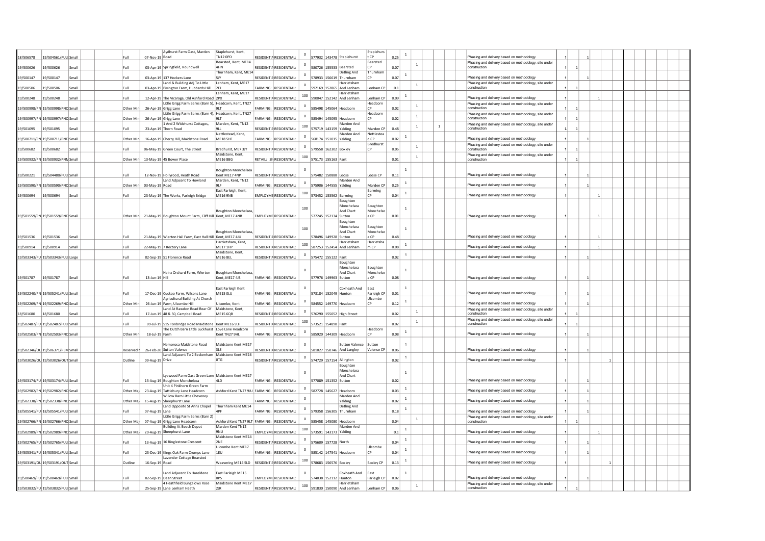| | | | | | | | | | | | | | | | | | | | | | | | |
|---|---|---|---|---|---|---|---|---|---|---|---|---|---|---|---|---|---|---|---|---|---|---|---|
| 18/506578 | 19/504561/FULL | Small | Full | 07-Nov-19 | Aydhurst Farm Oast, Marden Road | Staplehurst, Kent, TN12 0PD | RESIDENTIA | RESIDENTIAL: | 0 | 577932 | 143478 | Staplehurst | Staplehurst CP | 0.25 | 1 | | | Phasing and delivery based on methodology | 1 | | 1 | | |
| 19/500626 | 19/500626 | Small | Full | 03-Apr-19 | Springfield, Roundwell | Bearsted, Kent, ME14 4HN | RESIDENTIA | RESIDENTIAL: | 0 | 580726 | 155533 | Bearsted | Bearsted CP | 0.07 | | 1 | | Phasing and delivery based on methodology, site under construction | 1 | 1 | | | |
| 19/500147 | 19/500147 | Small | Full | 03-Apr-19 | 137 Hockers Lane | Thurnham, Kent, ME14 5JY | RESIDENTIA | RESIDENTIAL: | 0 | 578933 | 156619 | Detling And Thurnham | Thurnham CP | 0.07 | 1 | | | Phasing and delivery based on methodology | 1 | | 1 | | |
| 19/500506 | 19/500506 | Small | Full | 03-Apr-19 | Land & Building Adj To Little Pivington Farm, Hubbards Hill | Lenham, Kent, ME17 2EJ | FARMING: | RESIDENTIAL: | 0 | 592169 | 152865 | Harrietsham And Lenham | Lenham CP | 0.1 | | 1 | | Phasing and delivery based on methodology, site under construction | 1 | 1 | | | |
| 19/500248 | 19/500248 | Small | Full | 12-Apr-19 | The Vicarage, Old Ashford Road | Lenham, Kent, ME17 2PX | RESIDENTIA | RESIDENTIAL: | 100 | 590047 | 152142 | Harrietsham And Lenham | Lenham CP | 0.09 | 1 | | | Phasing and delivery based on methodology | 1 | | | 1 | |
| 19/500998/PN | 19/500998/PNQ | Small | Other Min | 26-Apr-19 | Little Grigg Farm Barns (Barn 5), Grigg Lane | Headcorn, Kent, TN27 9LT | FARMING: | RESIDENTIAL: | 0 | 585498 | 145064 | Headcorn | Headcorn CP | 0.02 | | 1 | | Phasing and delivery based on methodology, site under construction | 1 | 1 | | | |
| 19/500997/PN | 19/500997/PNQ | Small | Other Min | 26-Apr-19 | Little Grigg Farm Barns (Barn 4), Grigg Lane | Headcorn, Kent, TN27 9LT | FARMING: | RESIDENTIAL: | 0 | 585494 | 145095 | Headcorn | Headcorn CP | 0.02 | | 1 | | Phasing and delivery based on methodology, site under construction | 1 | 1 | | | |
| 19/501095 | 19/501095 | Small | Full | 23-Apr-19 | 1 And 2 Widehurst Cottages, Thorn Road | Marden, Kent, TN12 9LL | RESIDENTIA | RESIDENTIAL: | 100 | 575719 | 143159 | Marden And Yalding | Marden CP | 0.48 | | 1 | 1 | Phasing and delivery based on methodology, site under construction | 1 | 1 | | | |
| 19/500711/PN | 19/500711/PNQ | Small | Other Min | 16-Apr-19 | Cherry Hill, Maidstone Road | Nettlestead, Kent, ME18 5HE | FARMING: | RESIDENTIAL: | 0 | 568174 | 151015 | Marden And Yalding | Nettlestead CP | 0.02 | 1 | | | Phasing and delivery based on methodology | 1 | | 1 | | |
| 19/500682 | 19/500682 | Small | Full | 06-May-19 | Green Court, The Street | Bredhurst, ME7 3JY | RESIDENTIA | RESIDENTIAL: | 0 | 579558 | 162302 | Boxley | Bredhurst CP | 0.05 | | 1 | | Phasing and delivery based on methodology, site under construction | 1 | 1 | | | |
| 19/500932/PN | 19/500932/PNM | Small | Other Min | 13-May-19 | 45 Bower Place | Maidstone, Kent, ME16 8BG | RETAIL: Sh | RESIDENTIAL: | 100 | 575173 | 155163 | Fant | | 0.01 | | 1 | | Phasing and delivery based on methodology, site under construction | 1 | 1 | | | |
| 19/500221 | 19/504480/FULL | Small | Full | 12-Nov-19 | Hollyrood, Heath Road | Boughton Monchelsea Kent ME17 4NP | RESIDENTIA | RESIDENTIAL: | 0 | 575482 | 150888 | Loose | Loose CP | 0.11 | 1 | | | Phasing and delivery based on methodology | 1 | | 1 | | |
| 19/500590/PN | 19/500590/PNQ | Small | Other Min | 03-May-19 | Land Adjacent To Howland Road | Marden, Kent, TN12 9LF | FARMING: | RESIDENTIAL: | 0 | 575906 | 144555 | Marden And Yalding | Marden CP | 0.25 | 1 | | | Phasing and delivery based on methodology | 1 | | 1 | | |
| 19/500694 | 19/500694 | Small | Full | 23-May-19 | The Works, Farleigh Bridge | East Farleigh, Kent, ME16 9NB | EMPLOYME | RESIDENTIAL: | 100 | 573452 | 153562 | Barming | Barming CP | 0.04 | 1 | | | Phasing and delivery based on methodology | 1 | | | 1 | |
| 19/501559/PN | 19/501559/PNO | Small | Other Min | 21-May-19 | Boughton Mount Farm, Cliff Hill | Boughton Monchelsea, Kent, ME17 4NB | EMPLOYME | RESIDENTIAL: | 100 | 577245 | 152134 | Boughton Monchelsea And Chart Sutton | Boughton Monchelsea CP | 0.01 | 1 | | | Phasing and delivery based on methodology | 1 | | | 1 | |
| 19/501536 | 19/501536 | Small | Full | 21-May-19 | Wierton Hall Farm, East Hall Hill | Boughton Monchelsea, Kent, ME17 4JU | RESIDENTIA | RESIDENTIAL: | 100 | 578496 | 149928 | Boughton Monchelsea And Chart Sutton | Boughton Monchelsea CP | 0.48 | 1 | | | Phasing and delivery based on methodology | 1 | | | 1 | |
| 19/500914 | 19/500914 | Small | Full | 22-May-19 | 7 Rectory Lane | Harrietsham, Kent, ME17 1HP | RESIDENTIA | RESIDENTIAL: | 100 | 587253 | 152454 | Harrietsham And Lenham | Harrietsham CP | 0.08 | 1 | | | Phasing and delivery based on methodology | 1 | | | 1 | |
| 19/503343/FUL | 19/503343/FULL | Large | Full | 02-Sep-19 | 51 Florence Road | Maidstone, Kent, ME16 8EL | RESIDENTIA | RESIDENTIAL: | 0 | 575472 | 155122 | Fant | | 0.02 | 1 | | | Phasing and delivery based on methodology | 1 | | 1 | | |
| 19/501787 | 19/501787 | Small | Full | 13-Jun-19 | Heinz Orchard Farm, Wierton Hill | Boughton Monchelsea, Kent, ME17 4JS | FARMING: | RESIDENTIAL: | 0 | 577976 | 149963 | Boughton Monchelsea And Chart Sutton | Boughton Monchelsea CP | 0.08 | 1 | | | Phasing and delivery based on methodology | 1 | | 1 | | |
| 19/502240/PN | 19/505241/FULL | Small | Full | 17-Dec-19 | Cuckoo Farm, Wilsons Lane | East Farleigh Kent ME15 0LU | FARMING: | RESIDENTIAL: | 0 | 573184 | 152049 | Coxheath And Hunton | East Farleigh CP | 0.01 | 1 | | | Phasing and delivery based on methodology | 1 | | 1 | | |
| 19/502269/PN | 19/502269/PNQ | Small | Other Min | 26-Jun-19 | Agricultural Building At Church Farm, Ulcombe Hill | Ulcombe, Kent | FARMING: | RESIDENTIAL: | 0 | 584552 | 149770 | Headcorn | Ulcombe CP | 0.12 | 1 | | | Phasing and delivery based on methodology | 1 | | 1 | | |
| 18/501680 | 18/501680 | Small | Full | 17-Jun-19 | Land At Rawdon Road Rear Of 48 & 50, Campbell Road | Maidstone, Kent, ME15 6QB | RESIDENTIA | RESIDENTIAL: | 0 | 576290 | 155052 | High Street | | 0.02 | | 1 | | Phasing and delivery based on methodology, site under construction | 1 | 1 | | | |
| 19/502487/FUL | 19/502487/FULL | Small | Full | 09-Jul-19 | 515 Tonbridge Road Maidstone | Kent ME16 9LH | RESIDENTIA | RESIDENTIAL: | 100 | 573521 | 154898 | Fant | | 0.02 | | 1 | | Phasing and delivery based on methodology, site under construction | 1 | 1 | | | |
| 19/502503/PN | 19/502503/PNQ | Small | Other Min | 18-Jul-19 | The Dutch Barn Little Luckhurst Farm | Love Lane Headcorn Kent TN27 9HL | FARMING: | RESIDENTIAL: | 0 | 585920 | 144309 | Headcorn | Headcorn CP | 0.08 | 1 | | | Phasing and delivery based on methodology | 1 | | 1 | | |
| 19/502346/OU | 19/506371/REM | Small | Reserved M | 26-Feb-20 | Nemorosa Maidstone Road Sutton Valence | Maidstone Kent ME17 3LS | RESIDENTIA | RESIDENTIAL: | 0 | 581027 | 150746 | Sutton Valence And Langley | Sutton Valence CP | 0.06 | 1 | | | Phasing and delivery based on methodology | 1 | | 1 | | |
| 19/503026/OU | 19/503026/OUT | Small | Outline | 09-Aug-19 | Land Adjacent To 2 Beckenham Drive | Maidstone Kent ME16 0TG | RESIDENTIA | RESIDENTIAL: | 0 | 574729 | 157154 | Allington | | 0.02 | 1 | | | Phasing and delivery based on methodology | 1 | | | | 1 |
| 19/503174/FUL | 19/503174/FULL | Small | Full | 13-Aug-19 | Lyewood Farm Oast Green Lane Boughton Monchelsea | Maidstone Kent ME17 4LD | FARMING: | RESIDENTIAL: | 0 | 577089 | 151352 | Boughton Monchelsea And Chart Sutton | | 0.02 | 1 | | | Phasing and delivery based on methodology | 1 | | 1 | | |
| 19/502982/PN | 19/502982/PNQ | Small | Other Maj | 23-Aug-19 | Unit 4 Pinkhorn Green Farm Tattlebury Lane Headcorn | Ashford Kent TN27 9JU | FARMING: | RESIDENTIAL: | 0 | 582728 | 145627 | Headcorn | | 0.03 | 1 | | | Phasing and delivery based on methodology | 1 | | 1 | | |
| 19/502338/PN | 19/502338/PNQ | Small | Other Maj | 15-Aug-19 | Willow Barn Little Cheveney Sheephurst Lane | | FARMING: | RESIDENTIAL: | 0 | | | Marden And Yalding | | 0.02 | 1 | | | Phasing and delivery based on methodology | 1 | | 1 | | |
| 18/505541/FUL | 18/505541/FULL | Small | Full | 07-Aug-19 | Land Opposite St Anns Chapel Lane | Thurnham Kent ME14 4PF | FARMING: | RESIDENTIAL: | 0 | 579358 | 156305 | Detling And Thurnham | | 0.18 | 1 | | | Phasing and delivery based on methodology | 1 | | 1 | | |
| 19/502766/PN | 19/502766/PNQ | Small | Other Maj | 07-Aug-19 | Little Grigg Farm Barns (Barn 2) Grigg Lane Headcorn | Ashford Kent TN27 9LT | FARMING: | RESIDENTIAL: | 0 | 585458 | 145080 | Headcorn | | 0.04 | | 1 | | Phasing and delivery based on methodology, site under construction | 1 | 1 | | | |
| 19/502989/PN | 19/502989/PNQ | Small | Other Maj | 20-Aug-19 | Building At Beech Depot Sheephurst Lane | Marden Kent TN12 9NU | EMPLOYME | RESIDENTIAL: | 100 | 573591 | 143173 | Marden And Yalding | | 0.1 | 1 | | | Phasing and delivery based on methodology | 1 | | | 1 | |
| 19/502765/FUL | 19/502765/FULL | Small | Full | 13-Aug-19 | 16 Ringlestone Crescent | Maidstone Kent ME14 2NE | RESIDENTIA | RESIDENTIAL: | 0 | 575609 | 157728 | North | | 0.04 | 1 | | | Phasing and delivery based on methodology | 1 | | 1 | | |
| 19/505341/FUL | 19/505341/FULL | Small | Full | 23-Dec-19 | Kings Oak Farm Crumps Lane | Ulcombe Kent ME17 1EU | FARMING: | RESIDENTIAL: | 0 | 585142 | 147541 | Headcorn | Ulcombe CP | 0.04 | 1 | | | Phasing and delivery based on methodology | 1 | | 1 | | |
| 19/503191/OU | 19/503191/OUT | Small | Outline | 16-Sep-19 | Lavender Cottage Bearsted Road | Weavering ME14 5LD | RESIDENTIA | RESIDENTIAL: | 100 | 578683 | 156576 | Boxley | Boxley CP | 0.13 | 1 | | | Phasing and delivery based on methodology | 1 | | | | 1 |
| 19/500469/FUL | 19/500469/FULL | Small | Full | 02-Sep-19 | Land Adjacent To Hazeldene Dean Street | East Farleigh ME15 0PS | EMPLOYME | RESIDENTIAL: | 0 | 574038 | 152112 | Coxheath And Hunton | East Farleigh CP | 0.02 | 1 | | | Phasing and delivery based on methodology | 1 | | 1 | | |
| 19/503832/FUL | 19/503832/FULL | Small | Full | 25-Sep-19 | 4 Heathfield Bungalows Rose Lane Lenham Heath | Maidstone Kent ME17 2JR | RESIDENTIA | RESIDENTIAL: | 100 | 591830 | 150090 | Harrietsham And Lenham | Lenham CP | 0.06 | | 1 | | Phasing and delivery based on methodology, site under construction | 1 | 1 | | | |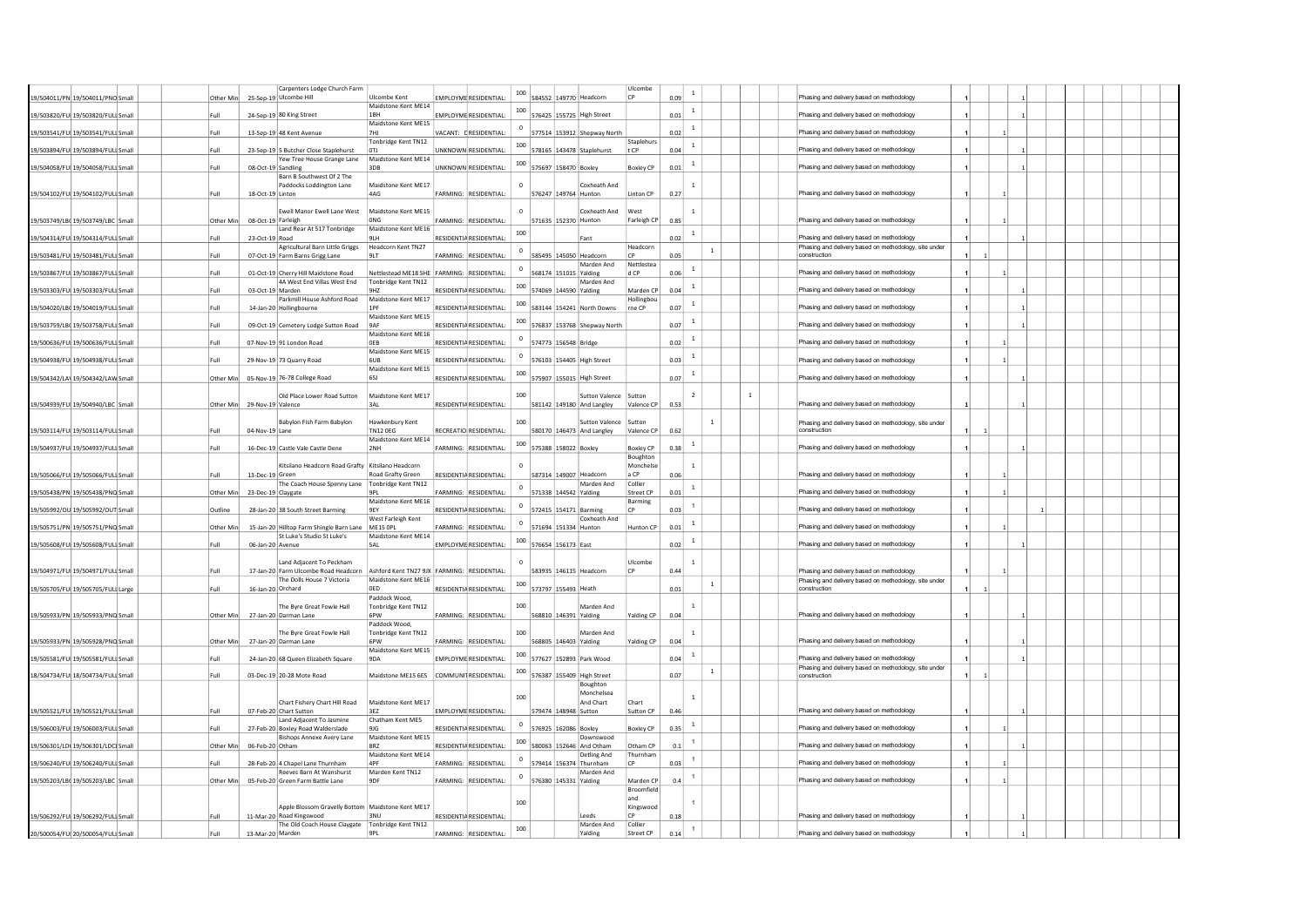| | | | | | | | | | | | | | | | | | | | | | | | | | | |
|---|---|---|---|---|---|---|---|---|---|---|---|---|---|---|---|---|---|---|---|---|---|---|---|---|---|---|
| 19/504011/PN | 19/504011/PNQ | Small | | | Other Min | 25-Sep-19 | Carpenters Lodge Church Farm Ulcombe Hill | Ulcombe Kent | EMPLOYME | RESIDENTIAL: | 100 | 584552 | 149770 | Headcorn | Ulcombe CP | 0.09 | 1 | | | | Phasing and delivery based on methodology | 1 | | | 1 | |
| 19/503820/FUI | 19/503820/FULL | Small | | | Full | 24-Sep-19 | 80 King Street | Maidstone Kent ME14 1BH | EMPLOYME | RESIDENTIAL: | 100 | 576425 | 155725 | High Street | | 0.01 | 1 | | | | Phasing and delivery based on methodology | 1 | | | 1 | |
| 19/503541/FUI | 19/503541/FULL | Small | | | Full | 13-Sep-19 | 48 Kent Avenue | Maidstone Kent ME15 7HJ | VACANT: C | RESIDENTIAL: | 0 | 577514 | 153912 | Shepway North | | 0.02 | 1 | | | | Phasing and delivery based on methodology | 1 | | 1 | | |
| 19/503894/FUI | 19/503894/FULL | Small | | | Full | 23-Sep-19 | 5 Butcher Close Staplehurst | Tonbridge Kent TN12 0TJ | UNKNOWN | RESIDENTIAL: | 100 | 578165 | 143478 | Staplehurst | Staplehurst CP | 0.04 | 1 | | | | Phasing and delivery based on methodology | 1 | | | 1 | |
| 19/504058/FUI | 19/504058/FULL | Small | | | Full | 08-Oct-19 | Yew Tree House Grange Lane Sandling | Maidstone Kent ME14 3DB | UNKNOWN | RESIDENTIAL: | 100 | 575697 | 158470 | Boxley | Boxley CP | 0.01 | 1 | | | | Phasing and delivery based on methodology | 1 | | | 1 | |
| 19/504102/FUI | 19/504102/FULL | Small | | | Full | 18-Oct-19 | Barn B Southwest Of 2 The Paddocks Loddington Lane Linton | Maidstone Kent ME17 4AG | FARMING: | RESIDENTIAL: | 0 | 576247 | 149764 | Coxheath And Hunton | Linton CP | 0.27 | 1 | | | | Phasing and delivery based on methodology | 1 | | 1 | | |
| 19/503749/LB( | 19/503749/LBC | Small | | | Other Min | 08-Oct-19 | Ewell Manor Ewell Lane West Farleigh | Maidstone Kent ME15 0NG | FARMING: | RESIDENTIAL: | 0 | 571635 | 152370 | Coxheath And Hunton | West Farleigh CP | 0.85 | 1 | | | | Phasing and delivery based on methodology | 1 | | 1 | | |
| 19/504314/FUI | 19/504314/FULL | Small | | | Full | 23-Oct-19 | Land Rear At 517 Tonbridge Road | Maidstone Kent ME16 9LH | RESIDENTIA | RESIDENTIAL: | 100 | | | Fant | | 0.02 | 1 | | | | Phasing and delivery based on methodology | 1 | | | 1 | |
| 19/503481/FUI | 19/503481/FULL | Small | | | Full | 07-Oct-19 | Agricultural Barn Little Griggs Farm Barns Grigg Lane | Headcorn Kent TN27 9LT | FARMING: | RESIDENTIAL: | 0 | 585495 | 145050 | Headcorn | Headcorn CP | 0.05 | | 1 | | | Phasing and delivery based on methodology, site under construction | 1 | 1 | | | |
| 19/503867/FUI | 19/503867/FULL | Small | | | Full | 01-Oct-19 | Cherry Hill Maidstone Road | Nettlestead ME18 5HE | FARMING: | RESIDENTIAL: | 0 | 568174 | 151015 | Marden And Yalding | Nettlestead CP | 0.06 | 1 | | | | Phasing and delivery based on methodology | 1 | | 1 | | |
| 19/503303/FUI | 19/503303/FULL | Small | | | Full | 03-Oct-19 | 4A West End Villas West End Marden | Tonbridge Kent TN12 9HZ | RESIDENTIA | RESIDENTIAL: | 100 | 574069 | 144590 | Marden And Yalding | Marden CP | 0.04 | 1 | | | | Phasing and delivery based on methodology | 1 | | | 1 | |
| 19/504020/LB( | 19/504019/FULL | Small | | | Full | 14-Jan-20 | Parkmill House Ashford Road Hollingbourne | Maidstone Kent ME17 1PF | RESIDENTIA | RESIDENTIAL: | 100 | 583144 | 154241 | North Downs | Hollingbourne CP | 0.07 | 1 | | | | Phasing and delivery based on methodology | 1 | | | 1 | |
| 19/503759/LB( | 19/503758/FULL | Small | | | Full | 09-Oct-19 | Cemetery Lodge Sutton Road | Maidstone Kent ME15 9AF | RESIDENTIA | RESIDENTIAL: | 100 | 576837 | 153768 | Shepway North | | 0.07 | 1 | | | | Phasing and delivery based on methodology | 1 | | | 1 | |
| 19/500636/FUI | 19/500636/FULL | Small | | | Full | 07-Nov-19 | 91 London Road | Maidstone Kent ME16 0EB | RESIDENTIA | RESIDENTIAL: | 0 | 574773 | 156548 | Bridge | | 0.02 | 1 | | | | Phasing and delivery based on methodology | 1 | | 1 | | |
| 19/504938/FUI | 19/504938/FULL | Small | | | Full | 29-Nov-19 | 73 Quarry Road | Maidstone Kent ME15 6UB | RESIDENTIA | RESIDENTIAL: | 0 | 576103 | 154405 | High Street | | 0.03 | 1 | | | | Phasing and delivery based on methodology | 1 | | 1 | | |
| 19/504342/LA\ | 19/504342/LAW | Small | | | Other Min | 05-Nov-19 | 76-78 College Road | Maidstone Kent ME15 6SJ | RESIDENTIA | RESIDENTIAL: | 100 | 575907 | 155015 | High Street | | 0.07 | 1 | | | | Phasing and delivery based on methodology | 1 | | | 1 | |
| 19/504939/FUI | 19/504940/LBC | Small | | | Other Min | 29-Nov-19 | Old Place Lower Road Sutton Valence | Maidstone Kent ME17 3AL | RESIDENTIA | RESIDENTIAL: | 100 | 581142 | 149180 | Sutton Valence And Langley | Sutton Valence CP | 0.53 | 2 | | | 1 | Phasing and delivery based on methodology | 1 | | | 1 | |
| 19/503114/FUI | 19/503114/FULL | Small | | | Full | 04-Nov-19 | Babylon Fish Farm Babylon Lane | Hawkenbury Kent TN12 0EG | RECREATIO | RESIDENTIAL: | 100 | 580170 | 146473 | Sutton Valence And Langley | Sutton Valence CP | 0.62 | | 1 | | | Phasing and delivery based on methodology, site under construction | 1 | 1 | | | |
| 19/504937/FUI | 19/504937/FULL | Small | | | Full | 16-Dec-19 | Castle Vale Castle Dene | Maidstone Kent ME14 2NH | FARMING: | RESIDENTIAL: | 100 | 575388 | 158022 | Boxley | Boxley CP | 0.38 | 1 | | | | Phasing and delivery based on methodology | 1 | | | 1 | |
| 19/505066/FUI | 19/505066/FULL | Small | | | Full | 13-Dec-19 | Kitsilano Headcorn Road Grafty Green | Kitsilano Headcorn Road Grafty Green | RESIDENTIA | RESIDENTIAL: | 0 | 587314 | 149007 | Headcorn | Boughton Monchelsea CP | 0.06 | 1 | | | | Phasing and delivery based on methodology | 1 | | 1 | | |
| 19/505438/PN | 19/505438/PNQ | Small | | | Other Min | 23-Dec-19 | The Coach House Spenny Lane Claygate | Tonbridge Kent TN12 9PL | FARMING: | RESIDENTIAL: | 0 | 571338 | 144542 | Marden And Yalding | Collier Street CP | 0.01 | 1 | | | | Phasing and delivery based on methodology | 1 | | 1 | | |
| 19/505992/OU | 19/505992/OUT | Small | | | Outline | 28-Jan-20 | 38 South Street Barming | Maidstone Kent ME16 9EY | RESIDENTIA | RESIDENTIAL: | 0 | 572415 | 154171 | Barming | Barming CP | 0.03 | 1 | | | | Phasing and delivery based on methodology | 1 | | | | 1 |
| 19/505751/PN | 19/505751/PNQ | Small | | | Other Min | 15-Jan-20 | Hilltop Farm Shingle Barn Lane | West Farleigh Kent ME15 0PL | FARMING: | RESIDENTIAL: | 0 | 571694 | 151334 | Coxheath And Hunton | Hunton CP | 0.01 | 1 | | | | Phasing and delivery based on methodology | 1 | | 1 | | |
| 19/505608/FUI | 19/505608/FULL | Small | | | Full | 06-Jan-20 | St Luke's Studio St Luke's Avenue | Maidstone Kent ME14 5AL | EMPLOYME | RESIDENTIAL: | 100 | 576654 | 156173 | East | | 0.02 | 1 | | | | Phasing and delivery based on methodology | 1 | | | 1 | |
| 19/504971/FUI | 19/504971/FULL | Small | | | Full | 17-Jan-20 | Land Adjacent To Peckham Farm Ulcombe Road Headcorn | Ashford Kent TN27 9JX | FARMING: | RESIDENTIAL: | 0 | 583935 | 146115 | Headcorn | Ulcombe CP | 0.44 | 1 | | | | Phasing and delivery based on methodology | 1 | | 1 | | |
| 19/505705/FUI | 19/505705/FULL | Large | | | Full | 16-Jan-20 | The Dolls House 7 Victoria Orchard | Maidstone Kent ME16 0ED | RESIDENTIA | RESIDENTIAL: | 100 | 573797 | 155493 | Heath | | 0.01 | | 1 | | | Phasing and delivery based on methodology, site under construction | 1 | 1 | | | |
| 19/505933/PN | 19/505933/PNQ | Small | | | Other Min | 27-Jan-20 | The Byre Great Fowle Hall Darman Lane | Paddock Wood, Tonbridge Kent TN12 6PW | FARMING: | RESIDENTIAL: | 100 | 568810 | 146391 | Marden And Yalding | Yalding CP | 0.04 | 1 | | | | Phasing and delivery based on methodology | 1 | | | 1 | |
| 19/505933/PN | 19/505928/PNQ | Small | | | Other Min | 27-Jan-20 | The Byre Great Fowle Hall Darman Lane | Paddock Wood, Tonbridge Kent TN12 6PW | FARMING: | RESIDENTIAL: | 100 | 568805 | 146403 | Marden And Yalding | Yalding CP | 0.04 | 1 | | | | Phasing and delivery based on methodology | 1 | | | 1 | |
| 19/505581/FUI | 19/505581/FULL | Small | | | Full | 24-Jan-20 | 68 Queen Elizabeth Square | Maidstone Kent ME15 9DA | EMPLOYME | RESIDENTIAL: | 100 | 577627 | 152893 | Park Wood | | 0.04 | 1 | | | | Phasing and delivery based on methodology | 1 | | | 1 | |
| 18/504734/FUI | 18/504734/FULL | Small | | | Full | 03-Dec-19 | 20-28 Mote Road | Maidstone ME15 6ES | COMMUNIT | RESIDENTIAL: | 100 | 576387 | 155409 | High Street | | 0.07 | | 1 | | | Phasing and delivery based on methodology, site under construction | 1 | 1 | | | |
| 19/505521/FUI | 19/505521/FULL | Small | | | Full | 07-Feb-20 | Chart Fishery Chart Hill Road Chart Sutton | Maidstone Kent ME17 3EZ | EMPLOYME | RESIDENTIAL: | 100 | 579474 | 148948 | Boughton Monchelsea And Chart Sutton | Chart Sutton CP | 0.46 | 1 | | | | Phasing and delivery based on methodology | 1 | | | 1 | |
| 19/506003/FUI | 19/506003/FULL | Small | | | Full | 27-Feb-20 | Land Adjacent To Jasmine Boxley Road Walderslade | Chatham Kent ME5 9JG | RESIDENTIA | RESIDENTIAL: | 0 | 576925 | 162086 | Boxley | Boxley CP | 0.35 | 1 | | | | Phasing and delivery based on methodology | 1 | | 1 | | |
| 19/506301/LD( | 19/506301/LDC | Small | | | Other Min | 06-Feb-20 | Bishops Annexe Avery Lane Otham | Maidstone Kent ME15 8RZ | RESIDENTIA | RESIDENTIAL: | 100 | 580063 | 152646 | Downswood And Otham | Otham CP | 0.1 | 1 | | | | Phasing and delivery based on methodology | 1 | | | 1 | |
| 19/506240/FUI | 19/506240/FULL | Small | | | Full | 28-Feb-20 | 4 Chapel Lane Thurnham | Maidstone Kent ME14 4PF | FARMING: | RESIDENTIAL: | 0 | 579414 | 156374 | Detling And Thurnham | Thurnham CP | 0.03 | 1 | | | | Phasing and delivery based on methodology | 1 | | 1 | | |
| 19/505203/LB( | 19/505203/LBC | Small | | | Other Min | 05-Feb-20 | Reeves Barn At Wanshurst Green Farm Battle Lane | Marden Kent TN12 9DF | FARMING: | RESIDENTIAL: | 0 | 576380 | 145331 | Marden And Yalding | Marden CP | 0.4 | 1 | | | | Phasing and delivery based on methodology | 1 | | 1 | | |
| 19/506292/FUI | 19/506292/FULL | Small | | | Full | 11-Mar-20 | Apple Blossom Gravelly Bottom Road Kingswood | Maidstone Kent ME17 3NU | RESIDENTIA | RESIDENTIAL: | 100 | | | Leeds | Broomfield and Kingswood CP | 0.18 | 1 | | | | Phasing and delivery based on methodology | 1 | | | 1 | |
| 20/500054/FUI | 20/500054/FULL | Small | | | Full | 13-Mar-20 | The Old Coach House Claygate Marden | Tonbridge Kent TN12 9PL | FARMING: | RESIDENTIAL: | 100 | | | Marden And Yalding | Collier Street CP | 0.14 | 1 | | | | Phasing and delivery based on methodology | 1 | | | 1 | |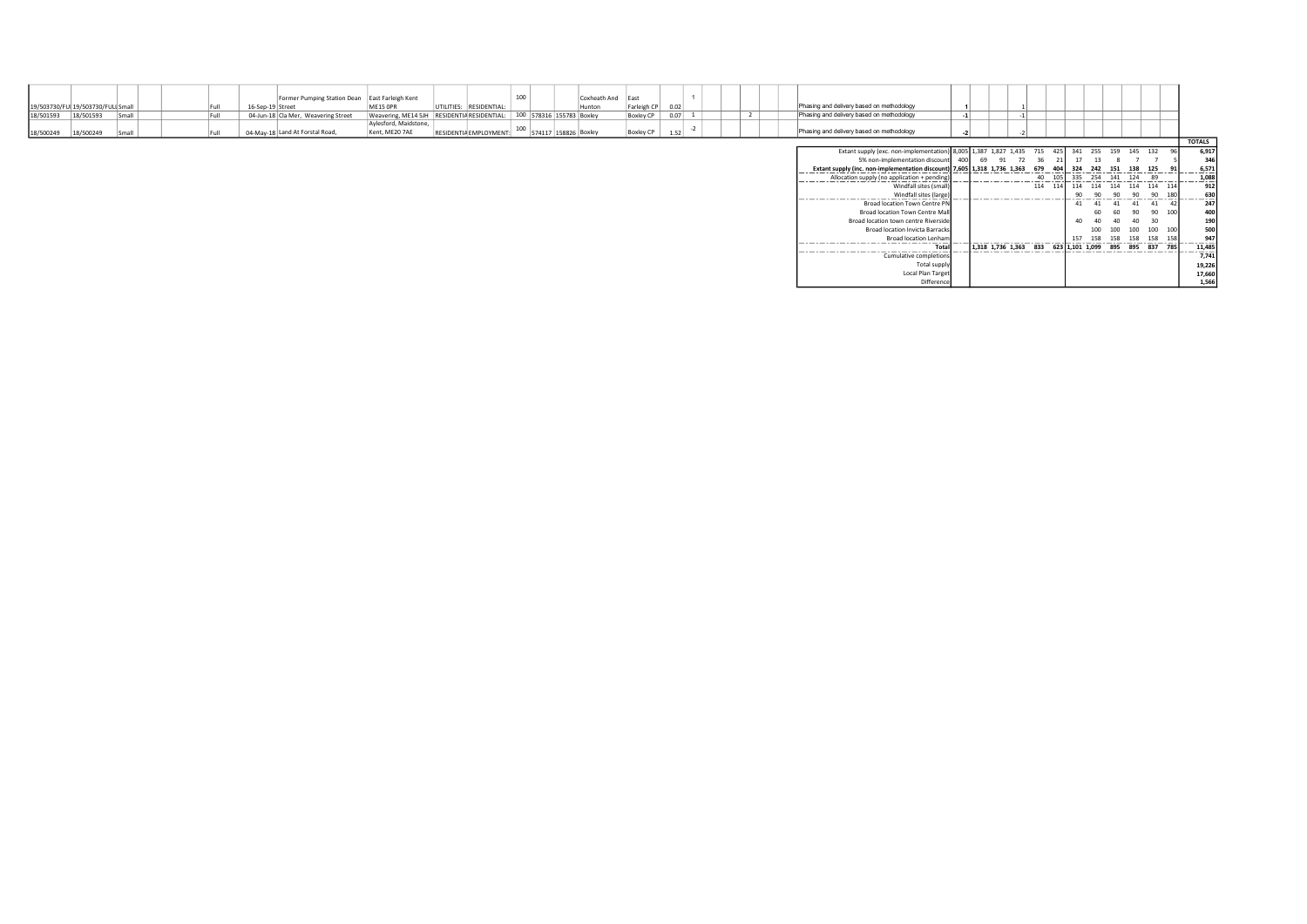| | | | | | | | | | | | | | | | | | | | | | | | | | | | | | | | | | | | | |
|---|---|---|---|---|---|---|---|---|---|---|---|---|---|---|---|---|---|---|---|---|---|---|---|---|---|---|---|---|---|---|---|---|---|---|---|---|
| 19/503730/FUL | 19/503730/FULL | Small | | | Full | 16-Sep-19 | Former Pumping Station Dean Street | East Farleigh Kent ME15 0PR | UTILITIES: | RESIDENTIAL: | 100 | | | Coxheath And Hunton | East Farleigh CP | 0.02 | 1 | | | | | | Phasing and delivery based on methodology | 1 | | | 1 | | | | | | | | | |
| 18/501593 | 18/501593 | Small | | | Full | 04-Jun-18 | Cla Mer, Weavering Street | Weavering, ME14 5JH | RESIDENTIAL | RESIDENTIAL: | 100 | 578316 | 155783 | Boxley | Boxley CP | 0.07 | 1 | | | 2 | | | Phasing and delivery based on methodology | -1 | | | -1 | | | | | | | | | |
| 18/500249 | 18/500249 | Small | | | Full | 04-May-18 | Land At Forstal Road, | Aylesford, Maidstone, Kent, ME20 7AE | RESIDENTIAL | EMPLOYMENT: | 100 | 574117 | 158826 | Boxley | Boxley CP | 1.52 | -2 | | | | | | Phasing and delivery based on methodology | -2 | | | -2 | | | | | | | | | |

| | | | | | | | | | | | | | | | TOTALS |
|---|---|---|---|---|---|---|---|---|---|---|---|---|---|---|---|
| Extant supply (exc. non-implementation) | 8,005 | 1,387 | 1,827 | 1,435 | 715 | 425 | 341 | 255 | 159 | 145 | 132 | 96 | | | 6,917 |
| 5% non-implementation discount | 400 | 69 | 91 | 72 | 36 | 21 | 17 | 13 | 8 | 7 | 7 | 5 | | | 346 |
| **Extant supply (inc. non-implementation discount)** | **7,605** | **1,318** | **1,736** | **1,363** | **679** | **404** | **324** | **242** | **151** | **138** | **125** | **91** | | | **6,571** |
| Allocation supply (no application + pending) | | | | | 40 | 105 | 335 | 254 | 141 | 124 | 89 | | | | 1,088 |
| Windfall sites (small) | | | | | 114 | 114 | 114 | 114 | 114 | 114 | 114 | 114 | | | 912 |
| Windfall sites (large) | | | | | | | 90 | 90 | 90 | 90 | 90 | 180 | | | 630 |
| Broad location Town Centre PN | | | | | | | 41 | 41 | 41 | 41 | 41 | 42 | | | 247 |
| Broad location Town Centre Mall | | | | | | | | 60 | 60 | 90 | 90 | 100 | | | 400 |
| Broad location town centre Riverside | | | | | | | 40 | 40 | 40 | 40 | 30 | | | | 190 |
| Broad location Invicta Barracks | | | | | | | | 100 | 100 | 100 | 100 | 100 | | | 500 |
| Broad location Lenham | | | | | | | 157 | 158 | 158 | 158 | 158 | 158 | | | 947 |
| **Total** | | **1,318** | **1,736** | **1,363** | **833** | **623** | **1,101** | **1,099** | **895** | **895** | **837** | **785** | | | **11,485** |
| Cumulative completions | | | | | | | | | | | | | | | **7,741** |
| Total supply | | | | | | | | | | | | | | | **19,226** |
| Local Plan Target | | | | | | | | | | | | | | | **17,660** |
| Difference | | | | | | | | | | | | | | | **1,566** |